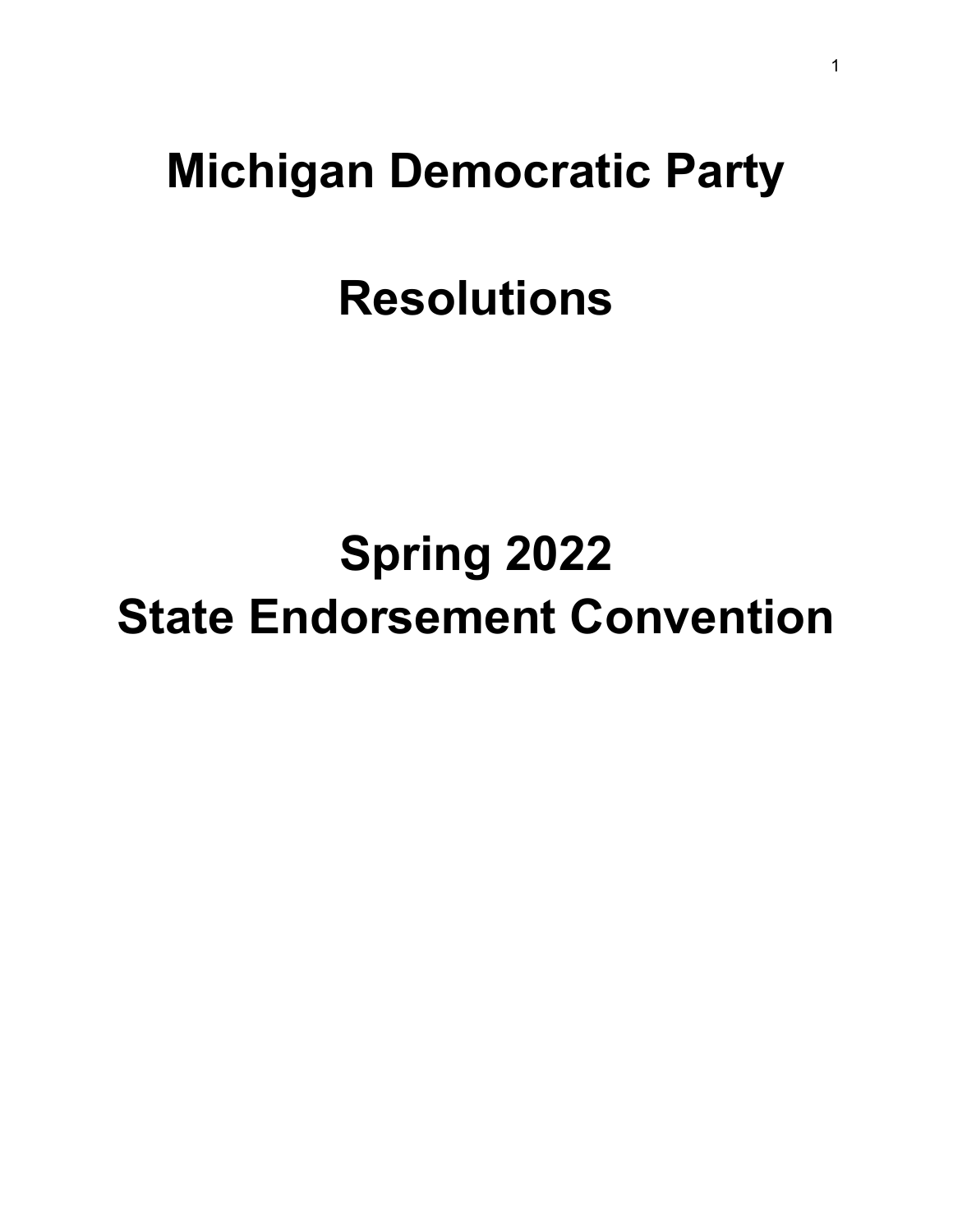# Michigan Democratic Party

# Resolutions

# Spring 2022
# State Endorsement Convention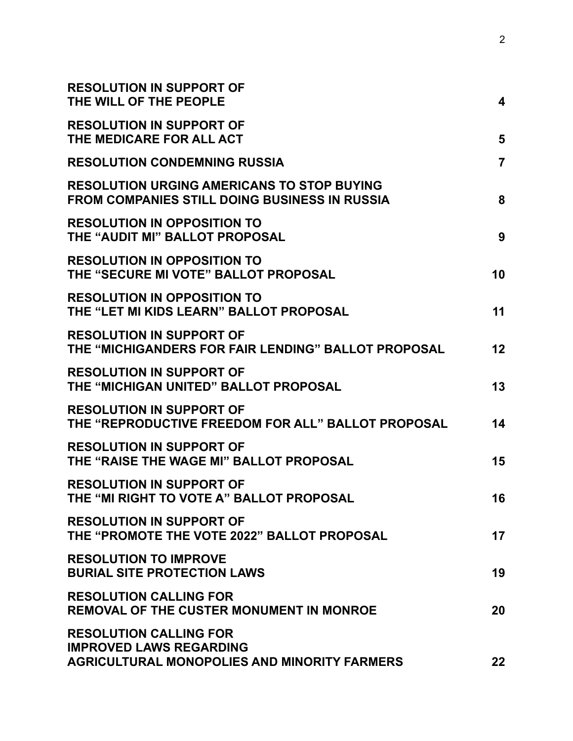| | |
|---|---|
| **RESOLUTION IN SUPPORT OF THE WILL OF THE PEOPLE** | **4** |
| **RESOLUTION IN SUPPORT OF THE MEDICARE FOR ALL ACT** | **5** |
| **RESOLUTION CONDEMNING RUSSIA** | **7** |
| **RESOLUTION URGING AMERICANS TO STOP BUYING FROM COMPANIES STILL DOING BUSINESS IN RUSSIA** | **8** |
| **RESOLUTION IN OPPOSITION TO THE "AUDIT MI" BALLOT PROPOSAL** | **9** |
| **RESOLUTION IN OPPOSITION TO THE "SECURE MI VOTE" BALLOT PROPOSAL** | **10** |
| **RESOLUTION IN OPPOSITION TO THE "LET MI KIDS LEARN" BALLOT PROPOSAL** | **11** |
| **RESOLUTION IN SUPPORT OF THE "MICHIGANDERS FOR FAIR LENDING" BALLOT PROPOSAL** | **12** |
| **RESOLUTION IN SUPPORT OF THE "MICHIGAN UNITED" BALLOT PROPOSAL** | **13** |
| **RESOLUTION IN SUPPORT OF THE "REPRODUCTIVE FREEDOM FOR ALL" BALLOT PROPOSAL** | **14** |
| **RESOLUTION IN SUPPORT OF THE "RAISE THE WAGE MI" BALLOT PROPOSAL** | **15** |
| **RESOLUTION IN SUPPORT OF THE "MI RIGHT TO VOTE A" BALLOT PROPOSAL** | **16** |
| **RESOLUTION IN SUPPORT OF THE "PROMOTE THE VOTE 2022" BALLOT PROPOSAL** | **17** |
| **RESOLUTION TO IMPROVE BURIAL SITE PROTECTION LAWS** | **19** |
| **RESOLUTION CALLING FOR REMOVAL OF THE CUSTER MONUMENT IN MONROE** | **20** |
| **RESOLUTION CALLING FOR IMPROVED LAWS REGARDING AGRICULTURAL MONOPOLIES AND MINORITY FARMERS** | **22** |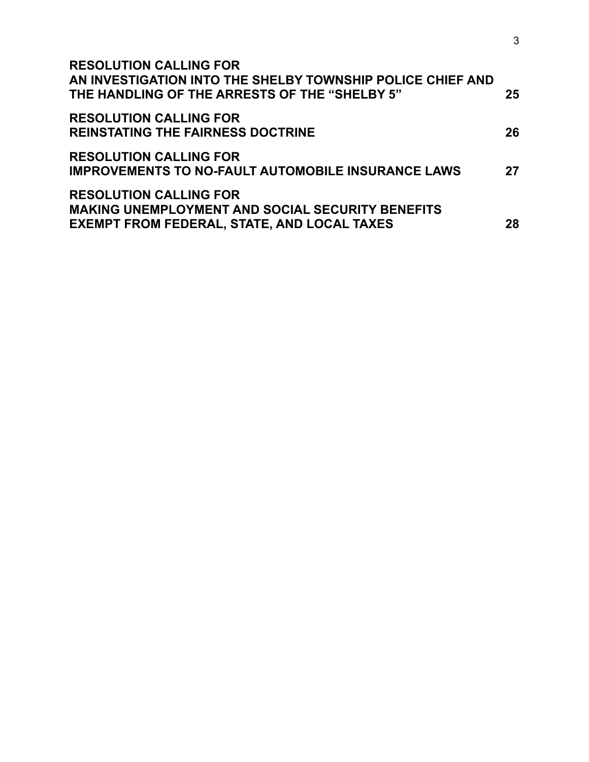**RESOLUTION CALLING FOR AN INVESTIGATION INTO THE SHELBY TOWNSHIP POLICE CHIEF AND THE HANDLING OF THE ARRESTS OF THE “SHELBY 5”** 25

**RESOLUTION CALLING FOR REINSTATING THE FAIRNESS DOCTRINE** 26

**RESOLUTION CALLING FOR IMPROVEMENTS TO NO-FAULT AUTOMOBILE INSURANCE LAWS** 27

**RESOLUTION CALLING FOR MAKING UNEMPLOYMENT AND SOCIAL SECURITY BENEFITS EXEMPT FROM FEDERAL, STATE, AND LOCAL TAXES** 28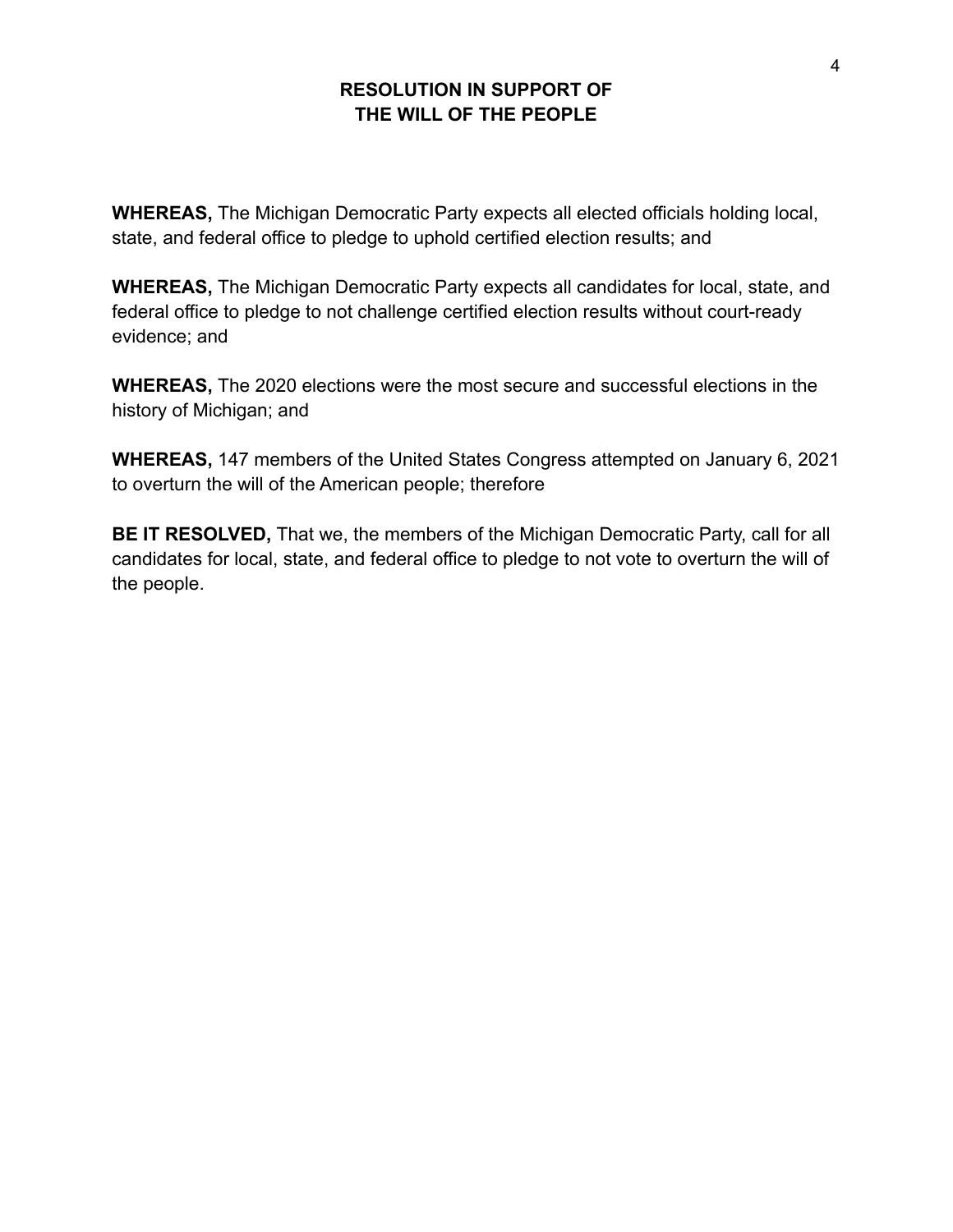# RESOLUTION IN SUPPORT OF THE WILL OF THE PEOPLE

**WHEREAS,** The Michigan Democratic Party expects all elected officials holding local, state, and federal office to pledge to uphold certified election results; and

**WHEREAS,** The Michigan Democratic Party expects all candidates for local, state, and federal office to pledge to not challenge certified election results without court-ready evidence; and

**WHEREAS,** The 2020 elections were the most secure and successful elections in the history of Michigan; and

**WHEREAS,** 147 members of the United States Congress attempted on January 6, 2021 to overturn the will of the American people; therefore

**BE IT RESOLVED,** That we, the members of the Michigan Democratic Party, call for all candidates for local, state, and federal office to pledge to not vote to overturn the will of the people.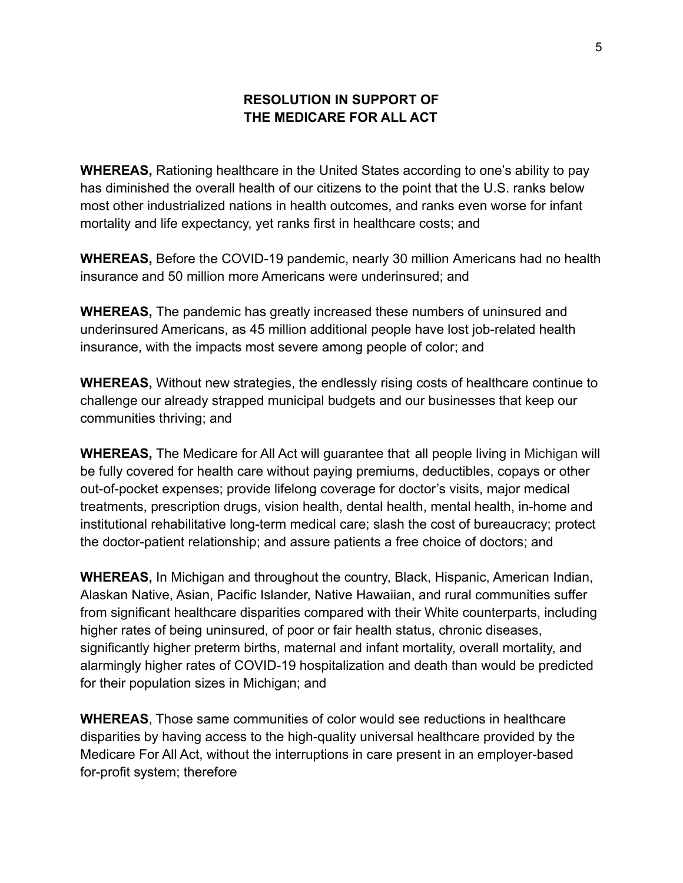## RESOLUTION IN SUPPORT OF THE MEDICARE FOR ALL ACT

**WHEREAS,** Rationing healthcare in the United States according to one's ability to pay has diminished the overall health of our citizens to the point that the U.S. ranks below most other industrialized nations in health outcomes, and ranks even worse for infant mortality and life expectancy, yet ranks first in healthcare costs; and

**WHEREAS,** Before the COVID-19 pandemic, nearly 30 million Americans had no health insurance and 50 million more Americans were underinsured; and

**WHEREAS,** The pandemic has greatly increased these numbers of uninsured and underinsured Americans, as 45 million additional people have lost job-related health insurance, with the impacts most severe among people of color; and

**WHEREAS,** Without new strategies, the endlessly rising costs of healthcare continue to challenge our already strapped municipal budgets and our businesses that keep our communities thriving; and

**WHEREAS,** The Medicare for All Act will guarantee that all people living in Michigan will be fully covered for health care without paying premiums, deductibles, copays or other out-of-pocket expenses; provide lifelong coverage for doctor's visits, major medical treatments, prescription drugs, vision health, dental health, mental health, in-home and institutional rehabilitative long-term medical care; slash the cost of bureaucracy; protect the doctor-patient relationship; and assure patients a free choice of doctors; and

**WHEREAS,** In Michigan and throughout the country, Black, Hispanic, American Indian, Alaskan Native, Asian, Pacific Islander, Native Hawaiian, and rural communities suffer from significant healthcare disparities compared with their White counterparts, including higher rates of being uninsured, of poor or fair health status, chronic diseases, significantly higher preterm births, maternal and infant mortality, overall mortality, and alarmingly higher rates of COVID-19 hospitalization and death than would be predicted for their population sizes in Michigan; and

**WHEREAS**, Those same communities of color would see reductions in healthcare disparities by having access to the high-quality universal healthcare provided by the Medicare For All Act, without the interruptions in care present in an employer-based for-profit system; therefore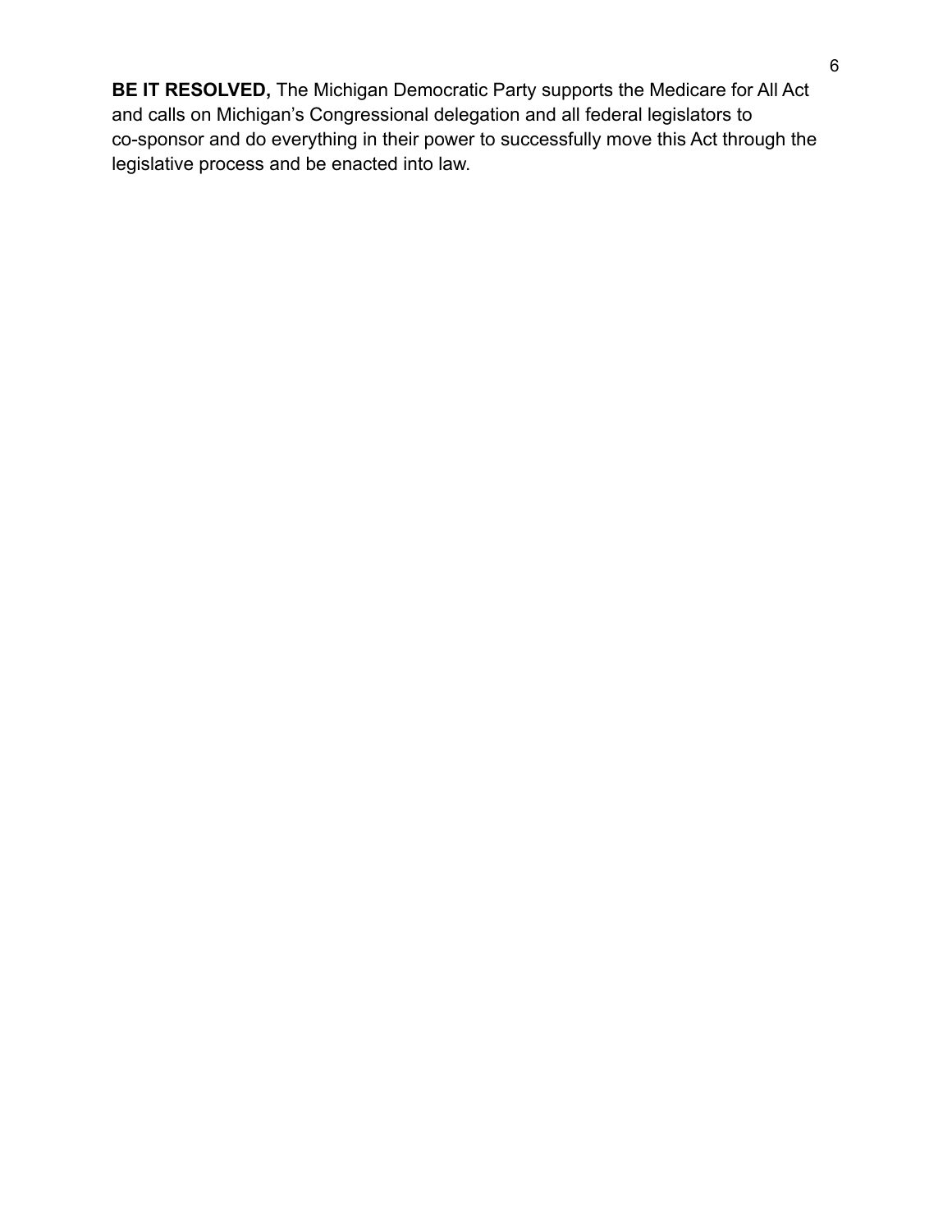**BE IT RESOLVED,** The Michigan Democratic Party supports the Medicare for All Act and calls on Michigan's Congressional delegation and all federal legislators to co-sponsor and do everything in their power to successfully move this Act through the legislative process and be enacted into law.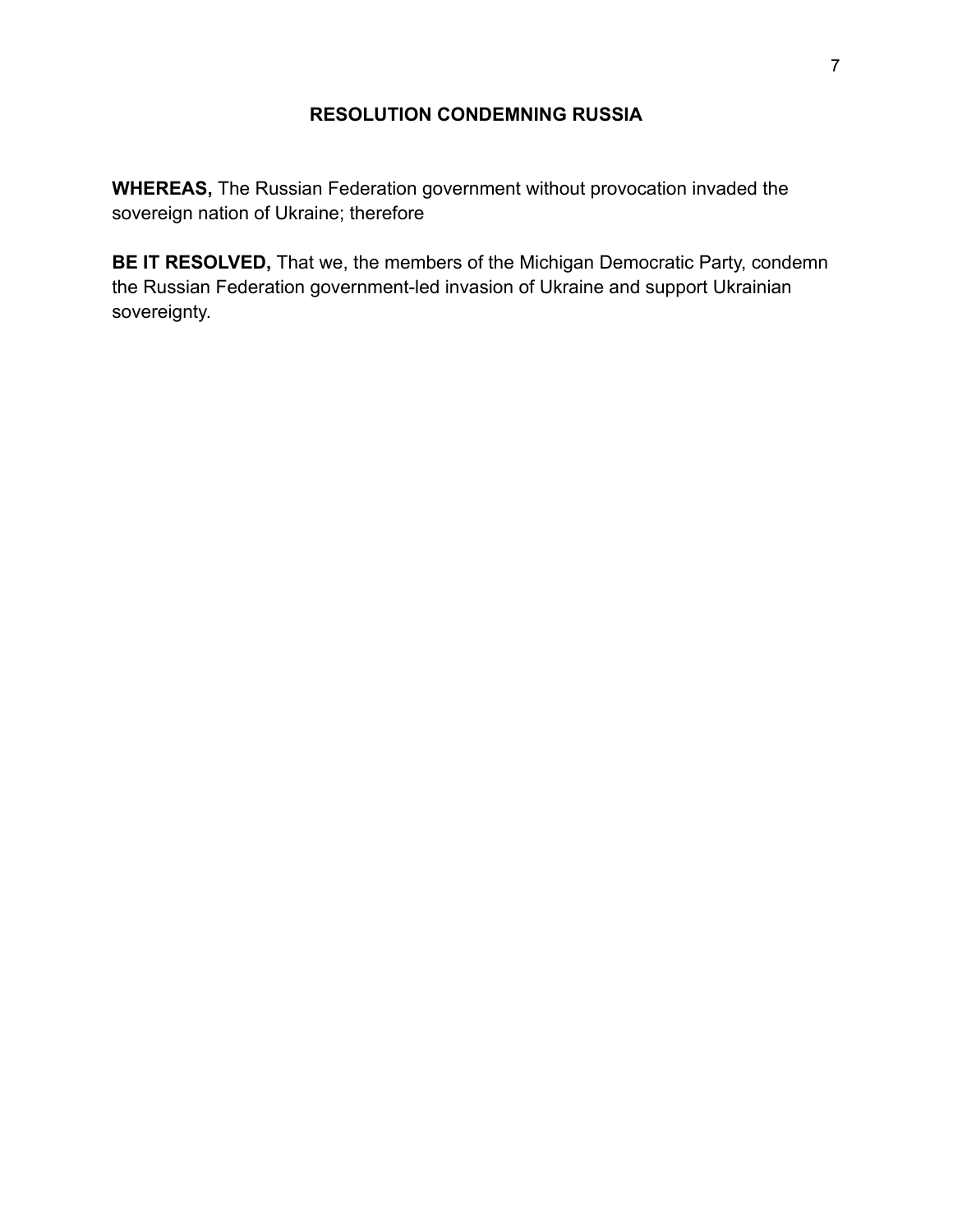## RESOLUTION CONDEMNING RUSSIA

**WHEREAS,** The Russian Federation government without provocation invaded the sovereign nation of Ukraine; therefore

**BE IT RESOLVED,** That we, the members of the Michigan Democratic Party, condemn the Russian Federation government-led invasion of Ukraine and support Ukrainian sovereignty.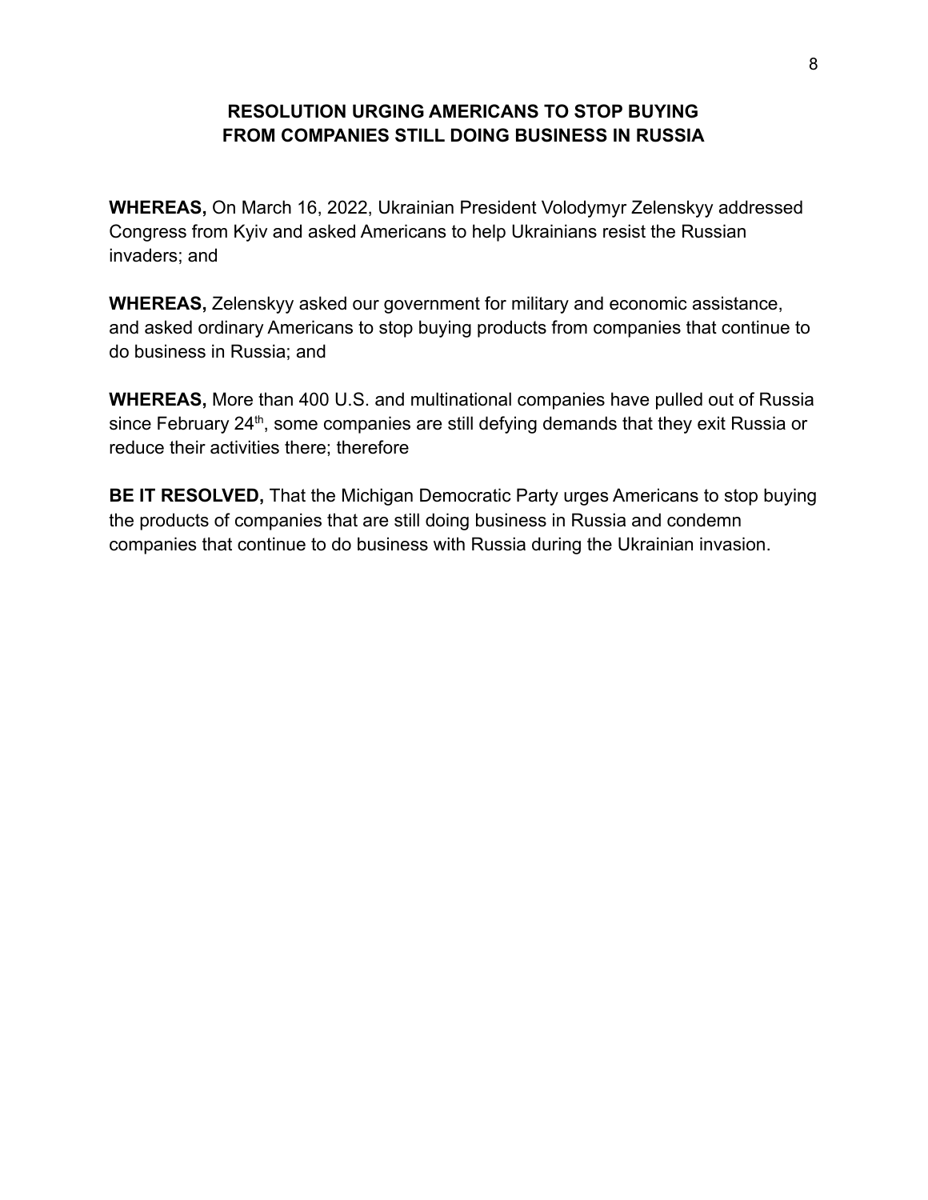## RESOLUTION URGING AMERICANS TO STOP BUYING FROM COMPANIES STILL DOING BUSINESS IN RUSSIA

**WHEREAS,** On March 16, 2022, Ukrainian President Volodymyr Zelenskyy addressed Congress from Kyiv and asked Americans to help Ukrainians resist the Russian invaders; and

**WHEREAS,** Zelenskyy asked our government for military and economic assistance, and asked ordinary Americans to stop buying products from companies that continue to do business in Russia; and

**WHEREAS,** More than 400 U.S. and multinational companies have pulled out of Russia since February 24th, some companies are still defying demands that they exit Russia or reduce their activities there; therefore

**BE IT RESOLVED,** That the Michigan Democratic Party urges Americans to stop buying the products of companies that are still doing business in Russia and condemn companies that continue to do business with Russia during the Ukrainian invasion.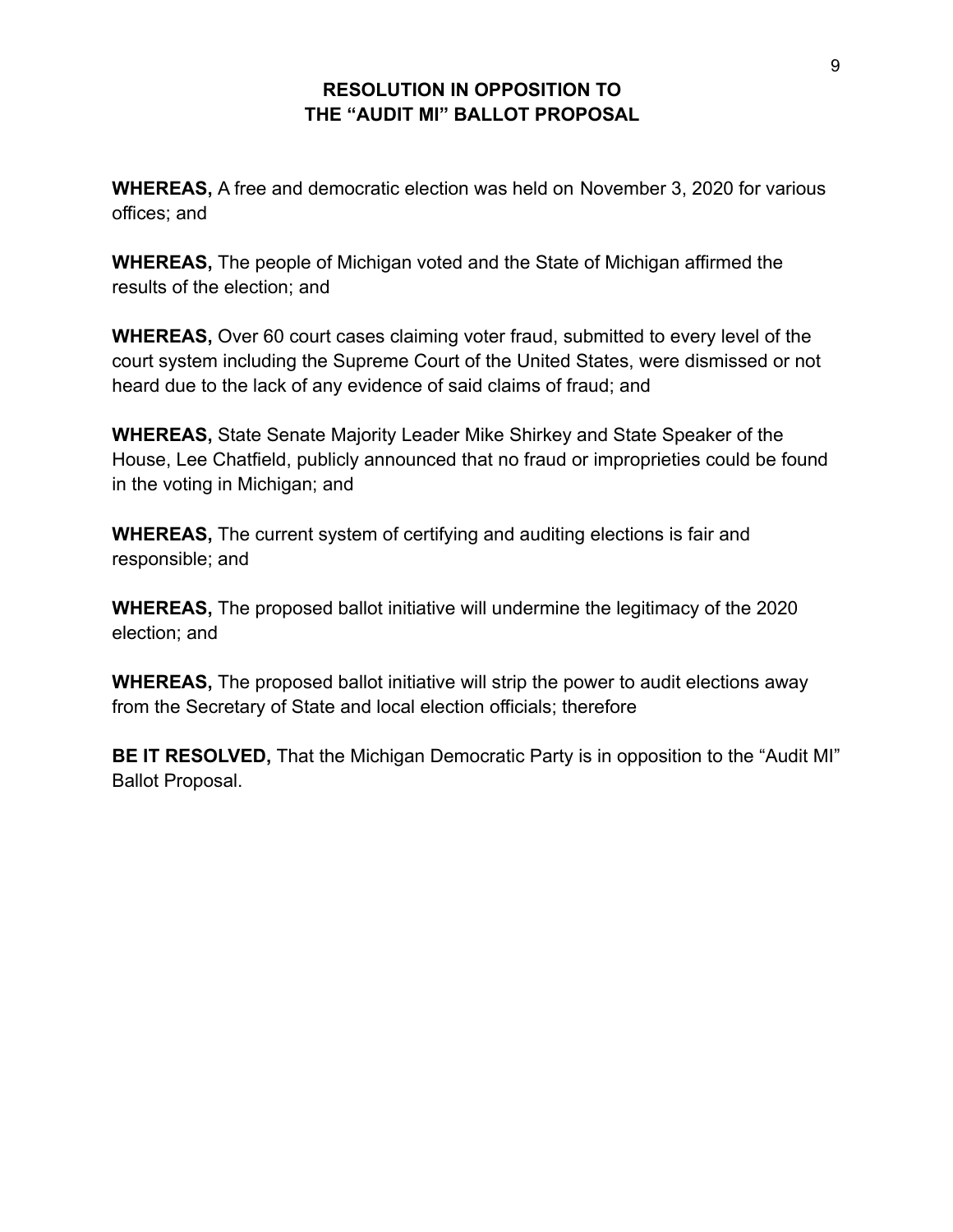# RESOLUTION IN OPPOSITION TO THE "AUDIT MI" BALLOT PROPOSAL

**WHEREAS,** A free and democratic election was held on November 3, 2020 for various offices; and

**WHEREAS,** The people of Michigan voted and the State of Michigan affirmed the results of the election; and

**WHEREAS,** Over 60 court cases claiming voter fraud, submitted to every level of the court system including the Supreme Court of the United States, were dismissed or not heard due to the lack of any evidence of said claims of fraud; and

**WHEREAS,** State Senate Majority Leader Mike Shirkey and State Speaker of the House, Lee Chatfield, publicly announced that no fraud or improprieties could be found in the voting in Michigan; and

**WHEREAS,** The current system of certifying and auditing elections is fair and responsible; and

**WHEREAS,** The proposed ballot initiative will undermine the legitimacy of the 2020 election; and

**WHEREAS,** The proposed ballot initiative will strip the power to audit elections away from the Secretary of State and local election officials; therefore

**BE IT RESOLVED,** That the Michigan Democratic Party is in opposition to the "Audit MI" Ballot Proposal.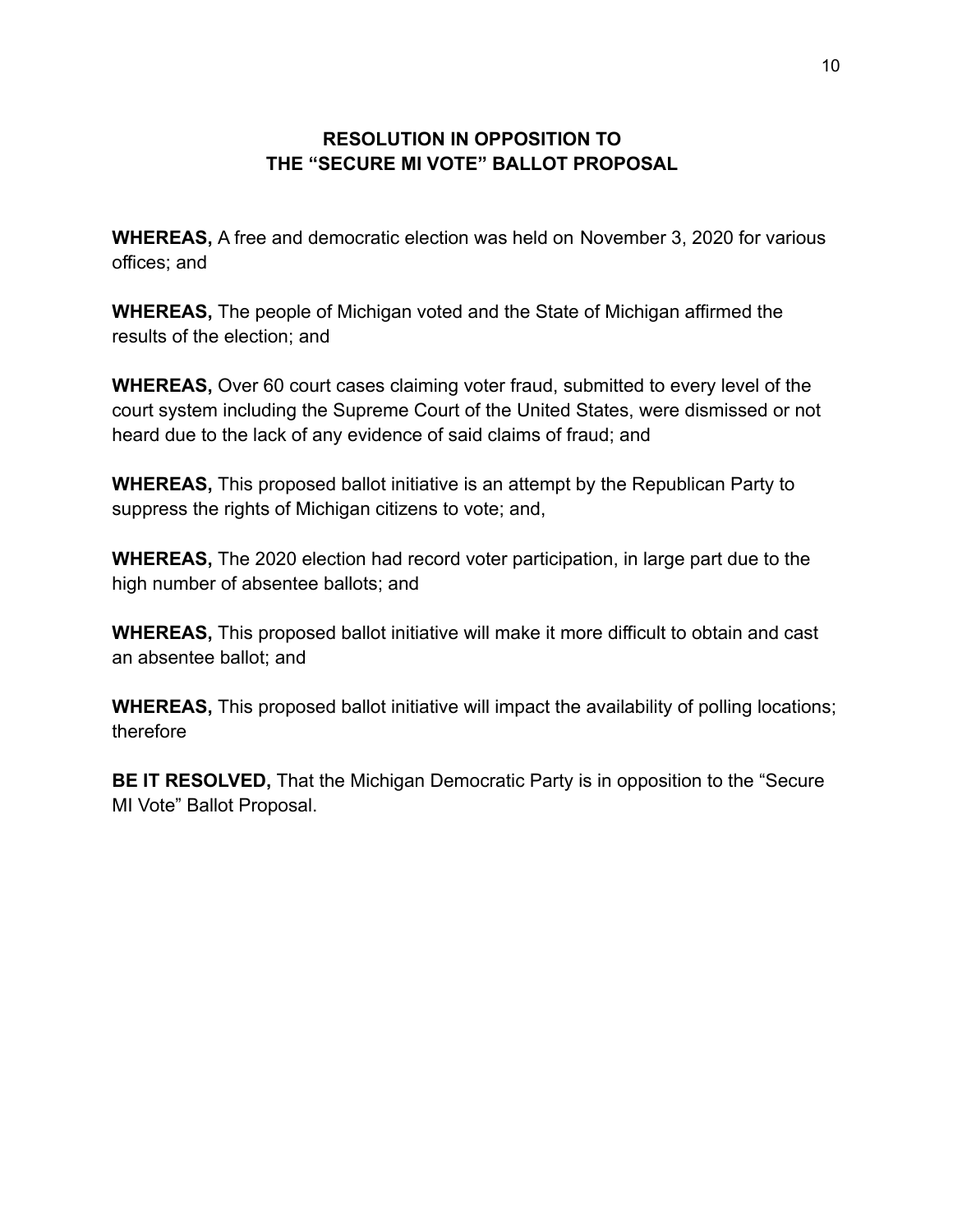## RESOLUTION IN OPPOSITION TO THE "SECURE MI VOTE" BALLOT PROPOSAL

**WHEREAS,** A free and democratic election was held on November 3, 2020 for various offices; and

**WHEREAS,** The people of Michigan voted and the State of Michigan affirmed the results of the election; and

**WHEREAS,** Over 60 court cases claiming voter fraud, submitted to every level of the court system including the Supreme Court of the United States, were dismissed or not heard due to the lack of any evidence of said claims of fraud; and

**WHEREAS,** This proposed ballot initiative is an attempt by the Republican Party to suppress the rights of Michigan citizens to vote; and,

**WHEREAS,** The 2020 election had record voter participation, in large part due to the high number of absentee ballots; and

**WHEREAS,** This proposed ballot initiative will make it more difficult to obtain and cast an absentee ballot; and

**WHEREAS,** This proposed ballot initiative will impact the availability of polling locations; therefore

**BE IT RESOLVED,** That the Michigan Democratic Party is in opposition to the "Secure MI Vote" Ballot Proposal.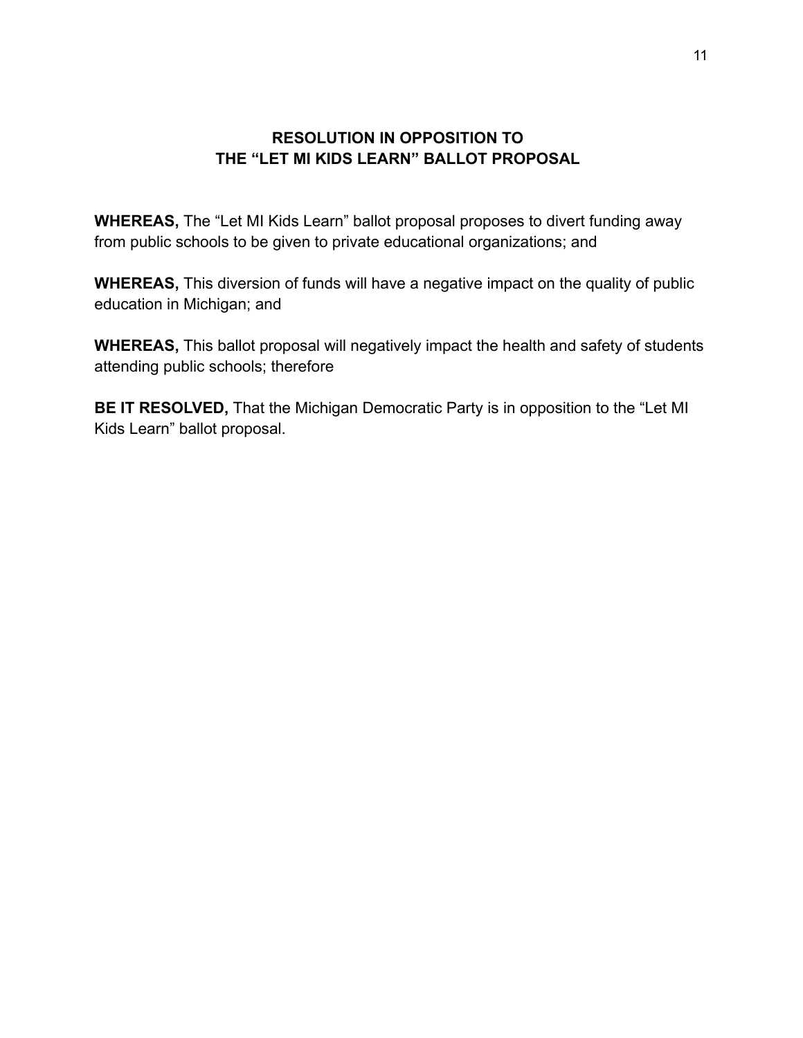## RESOLUTION IN OPPOSITION TO THE "LET MI KIDS LEARN" BALLOT PROPOSAL

**WHEREAS,** The "Let MI Kids Learn" ballot proposal proposes to divert funding away from public schools to be given to private educational organizations; and

**WHEREAS,** This diversion of funds will have a negative impact on the quality of public education in Michigan; and

**WHEREAS,** This ballot proposal will negatively impact the health and safety of students attending public schools; therefore

**BE IT RESOLVED,** That the Michigan Democratic Party is in opposition to the "Let MI Kids Learn" ballot proposal.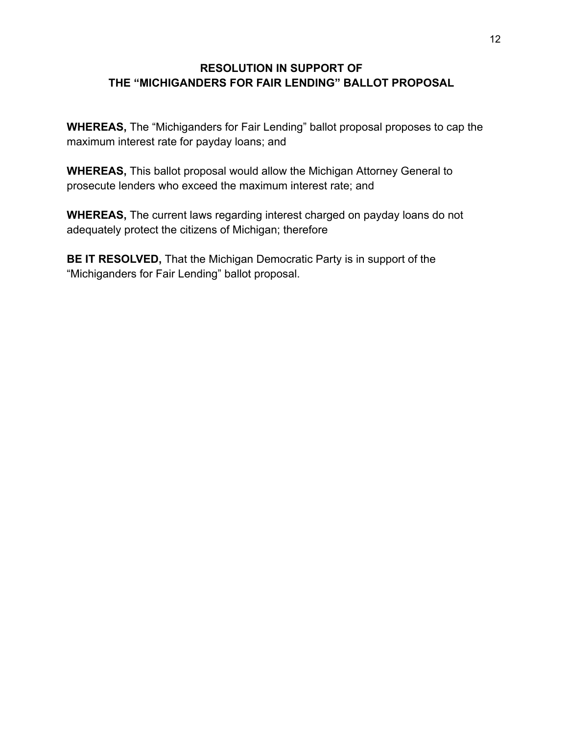## RESOLUTION IN SUPPORT OF THE "MICHIGANDERS FOR FAIR LENDING" BALLOT PROPOSAL

**WHEREAS,** The "Michiganders for Fair Lending" ballot proposal proposes to cap the maximum interest rate for payday loans; and

**WHEREAS,** This ballot proposal would allow the Michigan Attorney General to prosecute lenders who exceed the maximum interest rate; and

**WHEREAS,** The current laws regarding interest charged on payday loans do not adequately protect the citizens of Michigan; therefore

**BE IT RESOLVED,** That the Michigan Democratic Party is in support of the "Michiganders for Fair Lending" ballot proposal.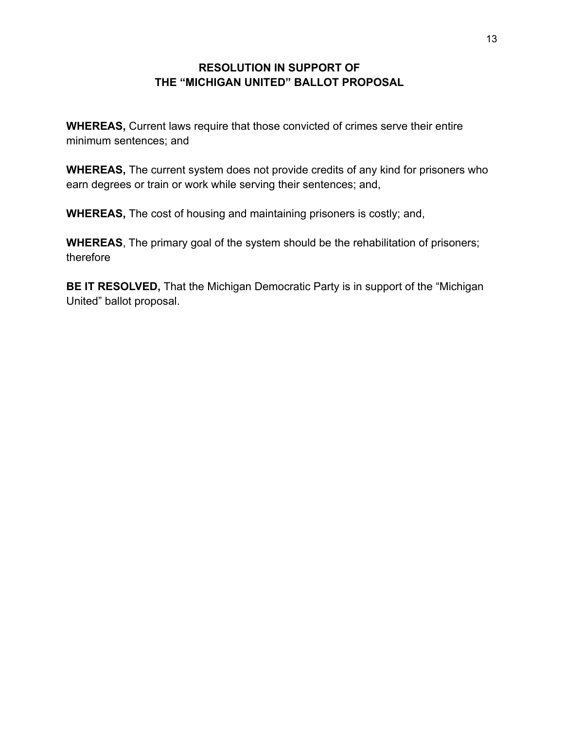## RESOLUTION IN SUPPORT OF THE "MICHIGAN UNITED" BALLOT PROPOSAL

**WHEREAS,** Current laws require that those convicted of crimes serve their entire minimum sentences; and

**WHEREAS,** The current system does not provide credits of any kind for prisoners who earn degrees or train or work while serving their sentences; and,

**WHEREAS,** The cost of housing and maintaining prisoners is costly; and,

**WHEREAS**, The primary goal of the system should be the rehabilitation of prisoners; therefore

**BE IT RESOLVED,** That the Michigan Democratic Party is in support of the "Michigan United" ballot proposal.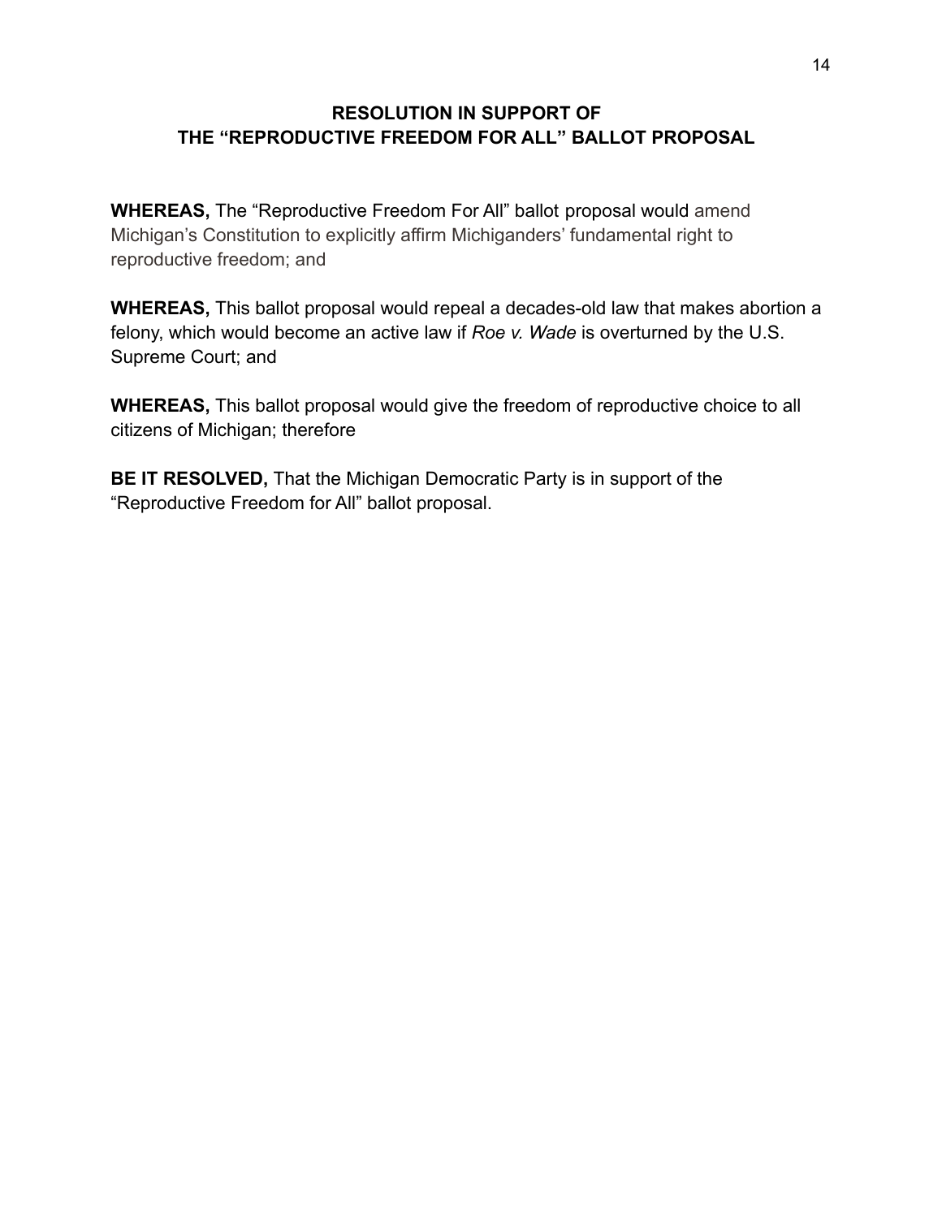## RESOLUTION IN SUPPORT OF THE "REPRODUCTIVE FREEDOM FOR ALL" BALLOT PROPOSAL

**WHEREAS,** The "Reproductive Freedom For All" ballot proposal would amend Michigan's Constitution to explicitly affirm Michiganders' fundamental right to reproductive freedom; and

**WHEREAS,** This ballot proposal would repeal a decades-old law that makes abortion a felony, which would become an active law if *Roe v. Wade* is overturned by the U.S. Supreme Court; and

**WHEREAS,** This ballot proposal would give the freedom of reproductive choice to all citizens of Michigan; therefore

**BE IT RESOLVED,** That the Michigan Democratic Party is in support of the "Reproductive Freedom for All" ballot proposal.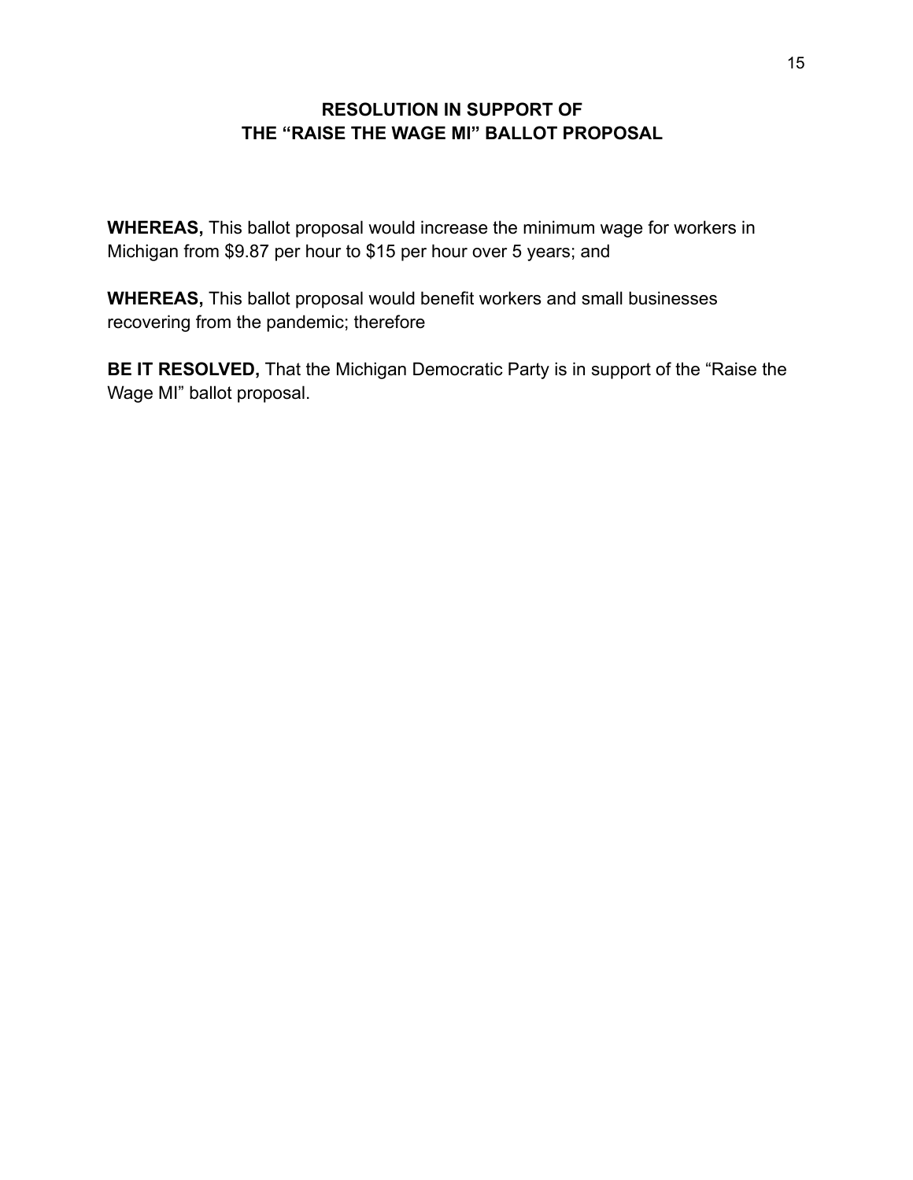## RESOLUTION IN SUPPORT OF THE "RAISE THE WAGE MI" BALLOT PROPOSAL

**WHEREAS,** This ballot proposal would increase the minimum wage for workers in Michigan from $9.87 per hour to $15 per hour over 5 years; and

**WHEREAS,** This ballot proposal would benefit workers and small businesses recovering from the pandemic; therefore

**BE IT RESOLVED,** That the Michigan Democratic Party is in support of the "Raise the Wage MI" ballot proposal.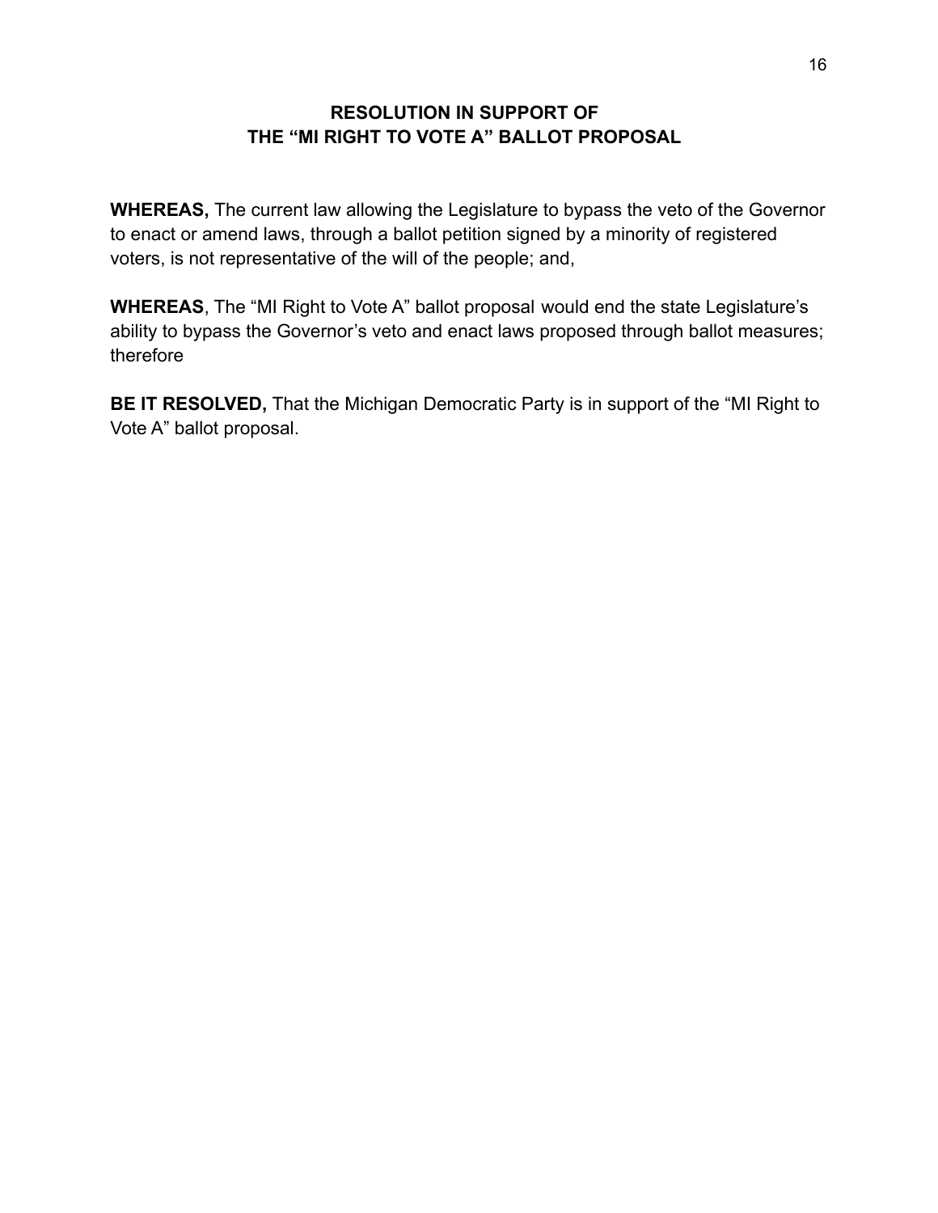## RESOLUTION IN SUPPORT OF THE "MI RIGHT TO VOTE A" BALLOT PROPOSAL

**WHEREAS,** The current law allowing the Legislature to bypass the veto of the Governor to enact or amend laws, through a ballot petition signed by a minority of registered voters, is not representative of the will of the people; and,

**WHEREAS**, The "MI Right to Vote A" ballot proposal would end the state Legislature's ability to bypass the Governor's veto and enact laws proposed through ballot measures; therefore

**BE IT RESOLVED,** That the Michigan Democratic Party is in support of the "MI Right to Vote A" ballot proposal.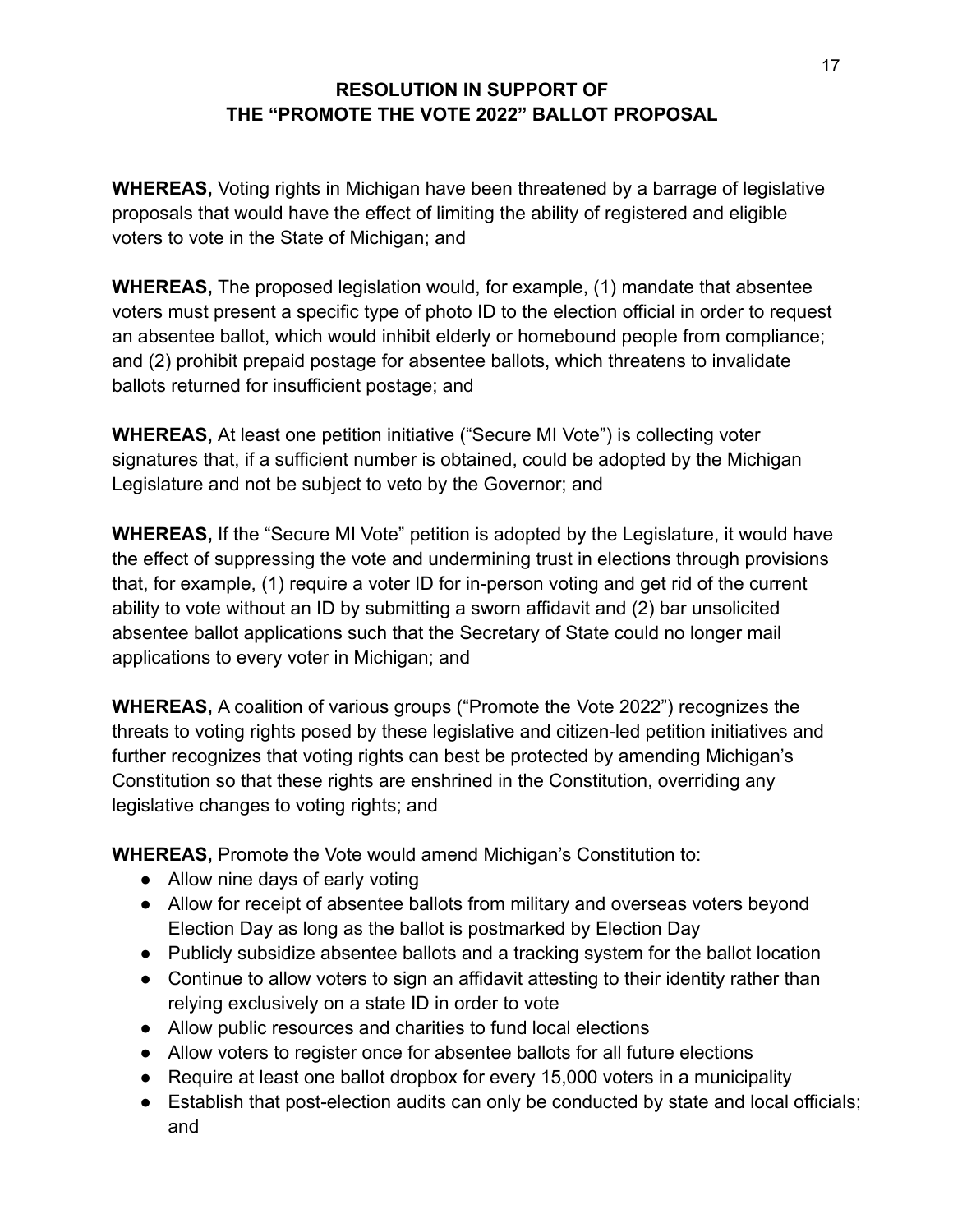## RESOLUTION IN SUPPORT OF THE "PROMOTE THE VOTE 2022" BALLOT PROPOSAL

**WHEREAS,** Voting rights in Michigan have been threatened by a barrage of legislative proposals that would have the effect of limiting the ability of registered and eligible voters to vote in the State of Michigan; and

**WHEREAS,** The proposed legislation would, for example, (1) mandate that absentee voters must present a specific type of photo ID to the election official in order to request an absentee ballot, which would inhibit elderly or homebound people from compliance; and (2) prohibit prepaid postage for absentee ballots, which threatens to invalidate ballots returned for insufficient postage; and

**WHEREAS,** At least one petition initiative ("Secure MI Vote") is collecting voter signatures that, if a sufficient number is obtained, could be adopted by the Michigan Legislature and not be subject to veto by the Governor; and

**WHEREAS,** If the "Secure MI Vote" petition is adopted by the Legislature, it would have the effect of suppressing the vote and undermining trust in elections through provisions that, for example, (1) require a voter ID for in-person voting and get rid of the current ability to vote without an ID by submitting a sworn affidavit and (2) bar unsolicited absentee ballot applications such that the Secretary of State could no longer mail applications to every voter in Michigan; and

**WHEREAS,** A coalition of various groups ("Promote the Vote 2022") recognizes the threats to voting rights posed by these legislative and citizen-led petition initiatives and further recognizes that voting rights can best be protected by amending Michigan's Constitution so that these rights are enshrined in the Constitution, overriding any legislative changes to voting rights; and

**WHEREAS,** Promote the Vote would amend Michigan's Constitution to:

- Allow nine days of early voting
- Allow for receipt of absentee ballots from military and overseas voters beyond Election Day as long as the ballot is postmarked by Election Day
- Publicly subsidize absentee ballots and a tracking system for the ballot location
- Continue to allow voters to sign an affidavit attesting to their identity rather than relying exclusively on a state ID in order to vote
- Allow public resources and charities to fund local elections
- Allow voters to register once for absentee ballots for all future elections
- Require at least one ballot dropbox for every 15,000 voters in a municipality
- Establish that post-election audits can only be conducted by state and local officials; and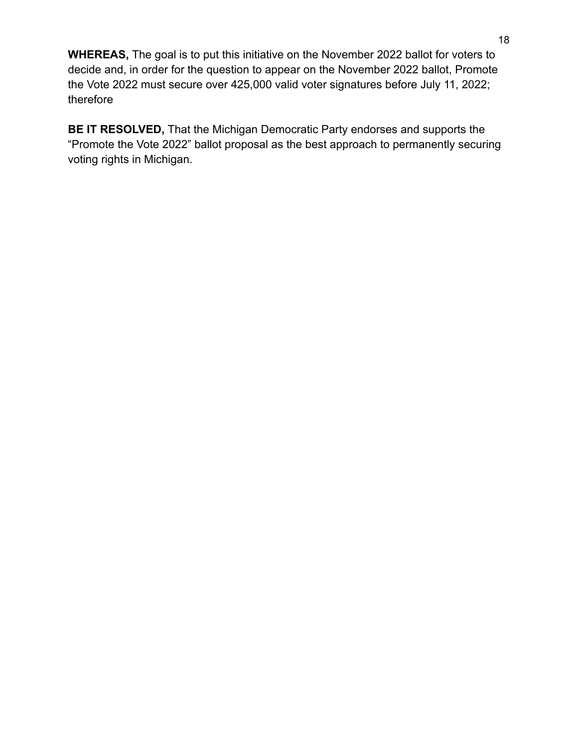**WHEREAS,** The goal is to put this initiative on the November 2022 ballot for voters to decide and, in order for the question to appear on the November 2022 ballot, Promote the Vote 2022 must secure over 425,000 valid voter signatures before July 11, 2022; therefore

**BE IT RESOLVED,** That the Michigan Democratic Party endorses and supports the "Promote the Vote 2022" ballot proposal as the best approach to permanently securing voting rights in Michigan.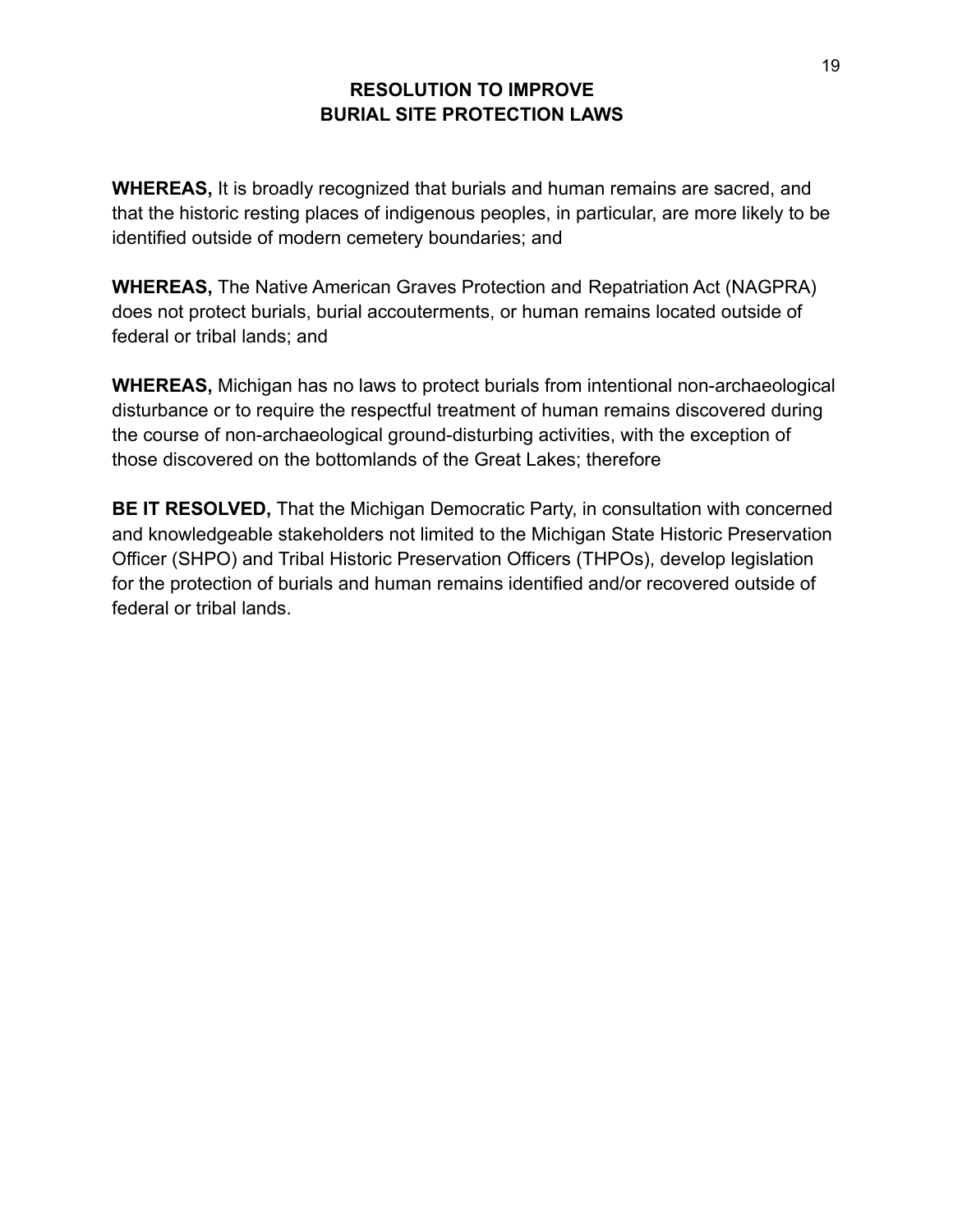# RESOLUTION TO IMPROVE BURIAL SITE PROTECTION LAWS

**WHEREAS,** It is broadly recognized that burials and human remains are sacred, and that the historic resting places of indigenous peoples, in particular, are more likely to be identified outside of modern cemetery boundaries; and

**WHEREAS,** The Native American Graves Protection and Repatriation Act (NAGPRA) does not protect burials, burial accouterments, or human remains located outside of federal or tribal lands; and

**WHEREAS,** Michigan has no laws to protect burials from intentional non-archaeological disturbance or to require the respectful treatment of human remains discovered during the course of non-archaeological ground-disturbing activities, with the exception of those discovered on the bottomlands of the Great Lakes; therefore

**BE IT RESOLVED,** That the Michigan Democratic Party, in consultation with concerned and knowledgeable stakeholders not limited to the Michigan State Historic Preservation Officer (SHPO) and Tribal Historic Preservation Officers (THPOs), develop legislation for the protection of burials and human remains identified and/or recovered outside of federal or tribal lands.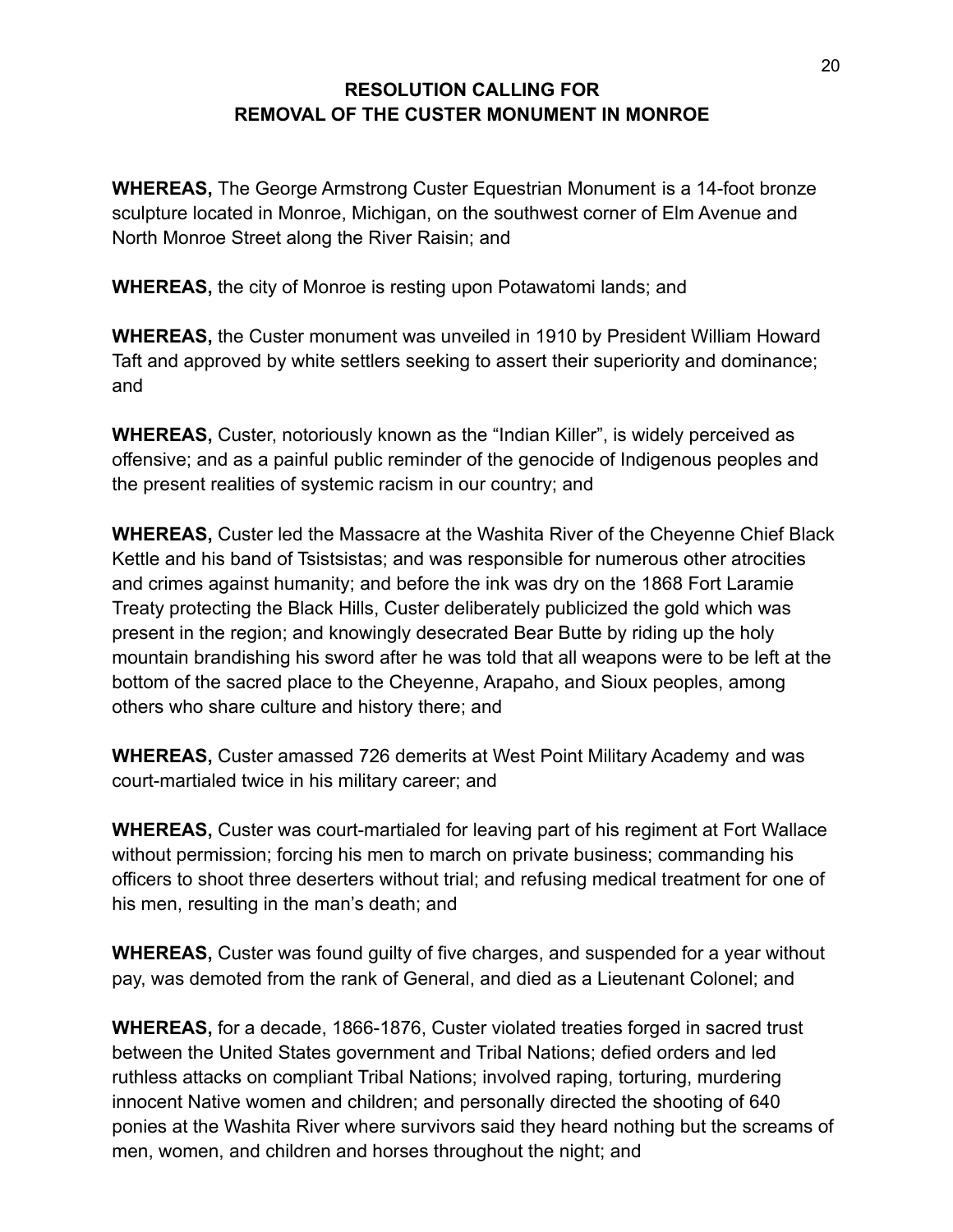## RESOLUTION CALLING FOR REMOVAL OF THE CUSTER MONUMENT IN MONROE

**WHEREAS,** The George Armstrong Custer Equestrian Monument is a 14-foot bronze sculpture located in Monroe, Michigan, on the southwest corner of Elm Avenue and North Monroe Street along the River Raisin; and

**WHEREAS,** the city of Monroe is resting upon Potawatomi lands; and

**WHEREAS,** the Custer monument was unveiled in 1910 by President William Howard Taft and approved by white settlers seeking to assert their superiority and dominance; and

**WHEREAS,** Custer, notoriously known as the "Indian Killer", is widely perceived as offensive; and as a painful public reminder of the genocide of Indigenous peoples and the present realities of systemic racism in our country; and

**WHEREAS,** Custer led the Massacre at the Washita River of the Cheyenne Chief Black Kettle and his band of Tsistsistas; and was responsible for numerous other atrocities and crimes against humanity; and before the ink was dry on the 1868 Fort Laramie Treaty protecting the Black Hills, Custer deliberately publicized the gold which was present in the region; and knowingly desecrated Bear Butte by riding up the holy mountain brandishing his sword after he was told that all weapons were to be left at the bottom of the sacred place to the Cheyenne, Arapaho, and Sioux peoples, among others who share culture and history there; and

**WHEREAS,** Custer amassed 726 demerits at West Point Military Academy and was court-martialed twice in his military career; and

**WHEREAS,** Custer was court-martialed for leaving part of his regiment at Fort Wallace without permission; forcing his men to march on private business; commanding his officers to shoot three deserters without trial; and refusing medical treatment for one of his men, resulting in the man's death; and

**WHEREAS,** Custer was found guilty of five charges, and suspended for a year without pay, was demoted from the rank of General, and died as a Lieutenant Colonel; and

**WHEREAS,** for a decade, 1866-1876, Custer violated treaties forged in sacred trust between the United States government and Tribal Nations; defied orders and led ruthless attacks on compliant Tribal Nations; involved raping, torturing, murdering innocent Native women and children; and personally directed the shooting of 640 ponies at the Washita River where survivors said they heard nothing but the screams of men, women, and children and horses throughout the night; and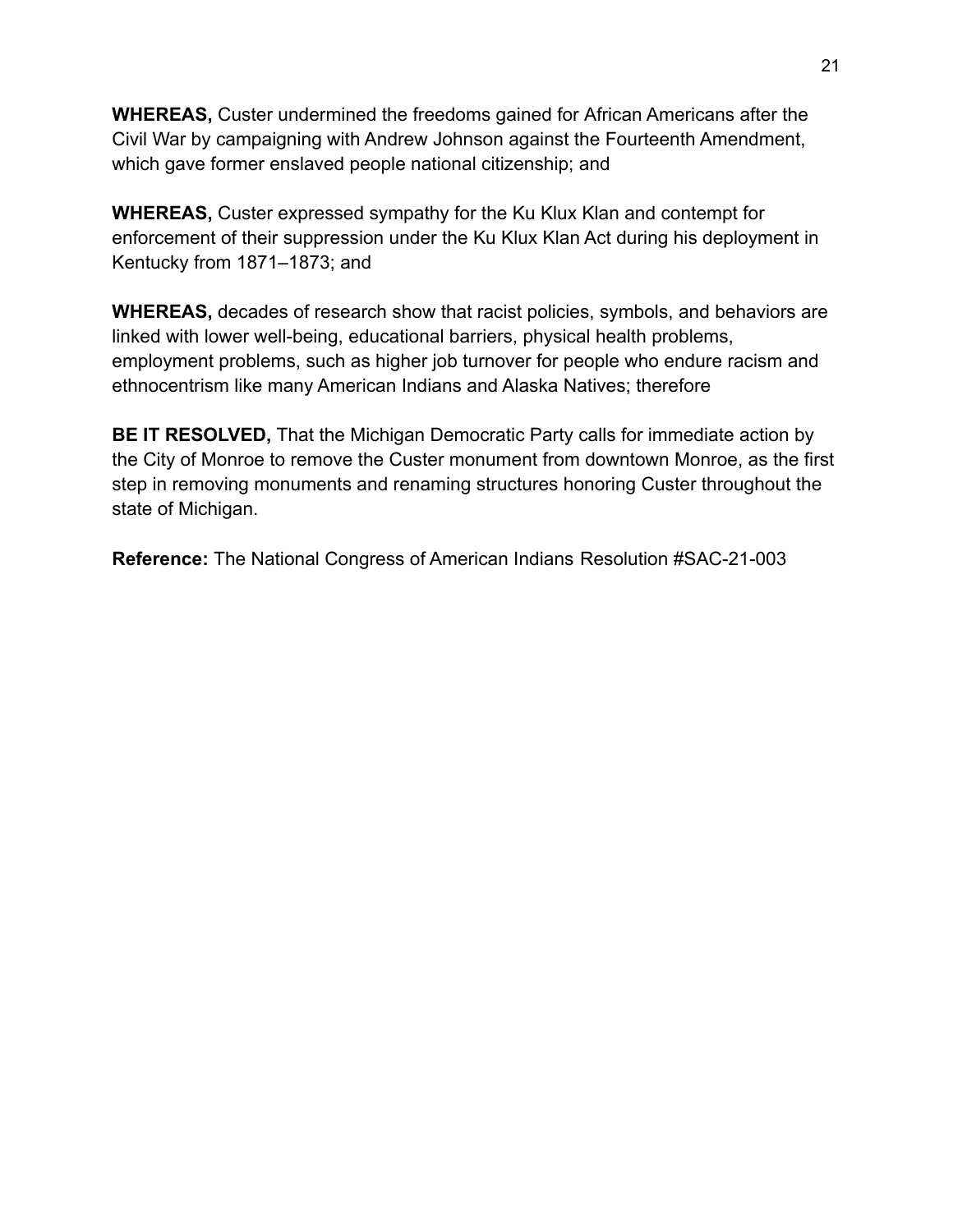**WHEREAS,** Custer undermined the freedoms gained for African Americans after the Civil War by campaigning with Andrew Johnson against the Fourteenth Amendment, which gave former enslaved people national citizenship; and

**WHEREAS,** Custer expressed sympathy for the Ku Klux Klan and contempt for enforcement of their suppression under the Ku Klux Klan Act during his deployment in Kentucky from 1871–1873; and

**WHEREAS,** decades of research show that racist policies, symbols, and behaviors are linked with lower well-being, educational barriers, physical health problems, employment problems, such as higher job turnover for people who endure racism and ethnocentrism like many American Indians and Alaska Natives; therefore

**BE IT RESOLVED,** That the Michigan Democratic Party calls for immediate action by the City of Monroe to remove the Custer monument from downtown Monroe, as the first step in removing monuments and renaming structures honoring Custer throughout the state of Michigan.

**Reference:** The National Congress of American Indians Resolution #SAC-21-003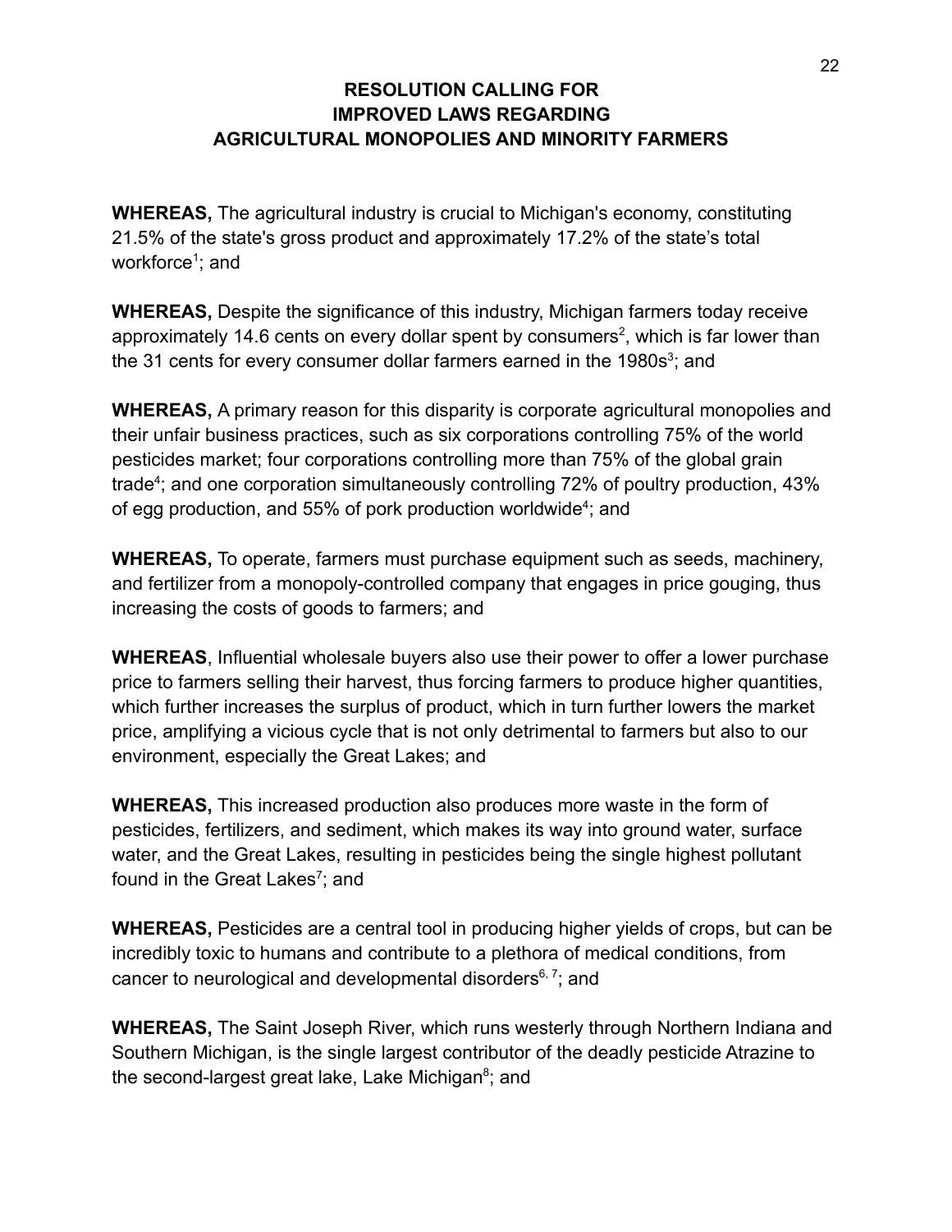## RESOLUTION CALLING FOR IMPROVED LAWS REGARDING AGRICULTURAL MONOPOLIES AND MINORITY FARMERS

**WHEREAS,** The agricultural industry is crucial to Michigan's economy, constituting 21.5% of the state's gross product and approximately 17.2% of the state's total workforce[1]; and

**WHEREAS,** Despite the significance of this industry, Michigan farmers today receive approximately 14.6 cents on every dollar spent by consumers[2], which is far lower than the 31 cents for every consumer dollar farmers earned in the 1980s[3]; and

**WHEREAS,** A primary reason for this disparity is corporate agricultural monopolies and their unfair business practices, such as six corporations controlling 75% of the world pesticides market; four corporations controlling more than 75% of the global grain trade[4]; and one corporation simultaneously controlling 72% of poultry production, 43% of egg production, and 55% of pork production worldwide[4]; and

**WHEREAS,** To operate, farmers must purchase equipment such as seeds, machinery, and fertilizer from a monopoly-controlled company that engages in price gouging, thus increasing the costs of goods to farmers; and

**WHEREAS**, Influential wholesale buyers also use their power to offer a lower purchase price to farmers selling their harvest, thus forcing farmers to produce higher quantities, which further increases the surplus of product, which in turn further lowers the market price, amplifying a vicious cycle that is not only detrimental to farmers but also to our environment, especially the Great Lakes; and

**WHEREAS,** This increased production also produces more waste in the form of pesticides, fertilizers, and sediment, which makes its way into ground water, surface water, and the Great Lakes, resulting in pesticides being the single highest pollutant found in the Great Lakes[7]; and

**WHEREAS,** Pesticides are a central tool in producing higher yields of crops, but can be incredibly toxic to humans and contribute to a plethora of medical conditions, from cancer to neurological and developmental disorders[6, 7]; and

**WHEREAS,** The Saint Joseph River, which runs westerly through Northern Indiana and Southern Michigan, is the single largest contributor of the deadly pesticide Atrazine to the second-largest great lake, Lake Michigan[8]; and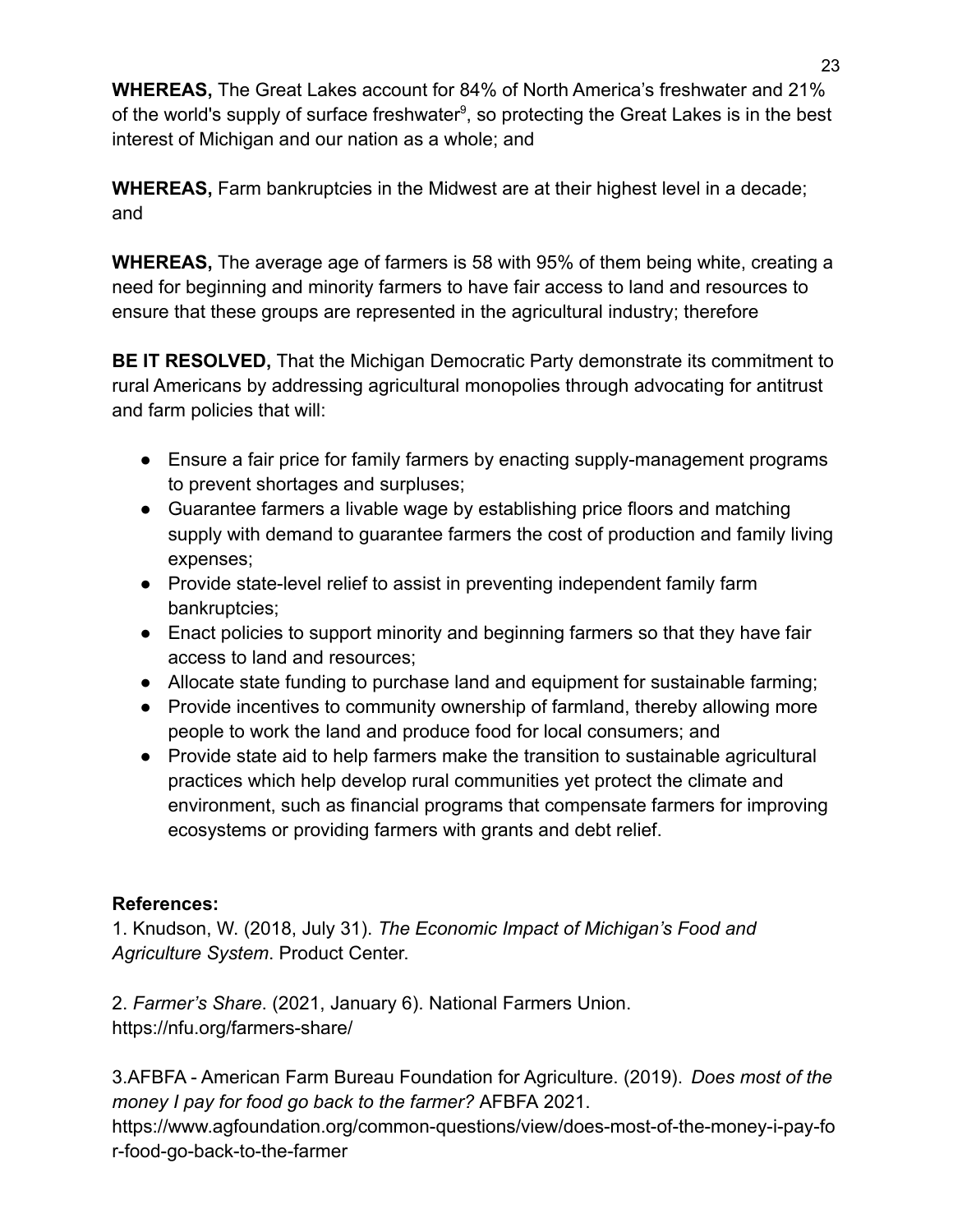**WHEREAS,** The Great Lakes account for 84% of North America's freshwater and 21% of the world's supply of surface freshwater[9], so protecting the Great Lakes is in the best interest of Michigan and our nation as a whole; and

**WHEREAS,** Farm bankruptcies in the Midwest are at their highest level in a decade; and

**WHEREAS,** The average age of farmers is 58 with 95% of them being white, creating a need for beginning and minority farmers to have fair access to land and resources to ensure that these groups are represented in the agricultural industry; therefore

**BE IT RESOLVED,** That the Michigan Democratic Party demonstrate its commitment to rural Americans by addressing agricultural monopolies through advocating for antitrust and farm policies that will:

- Ensure a fair price for family farmers by enacting supply-management programs to prevent shortages and surpluses;
- Guarantee farmers a livable wage by establishing price floors and matching supply with demand to guarantee farmers the cost of production and family living expenses;
- Provide state-level relief to assist in preventing independent family farm bankruptcies;
- Enact policies to support minority and beginning farmers so that they have fair access to land and resources;
- Allocate state funding to purchase land and equipment for sustainable farming;
- Provide incentives to community ownership of farmland, thereby allowing more people to work the land and produce food for local consumers; and
- Provide state aid to help farmers make the transition to sustainable agricultural practices which help develop rural communities yet protect the climate and environment, such as financial programs that compensate farmers for improving ecosystems or providing farmers with grants and debt relief.

**References:**

1. Knudson, W. (2018, July 31). *The Economic Impact of Michigan's Food and Agriculture System*. Product Center.

2. *Farmer's Share.* (2021, January 6). National Farmers Union. https://nfu.org/farmers-share/

3.AFBFA - American Farm Bureau Foundation for Agriculture. (2019). *Does most of the money I pay for food go back to the farmer?* AFBFA 2021. https://www.agfoundation.org/common-questions/view/does-most-of-the-money-i-pay-for-food-go-back-to-the-farmer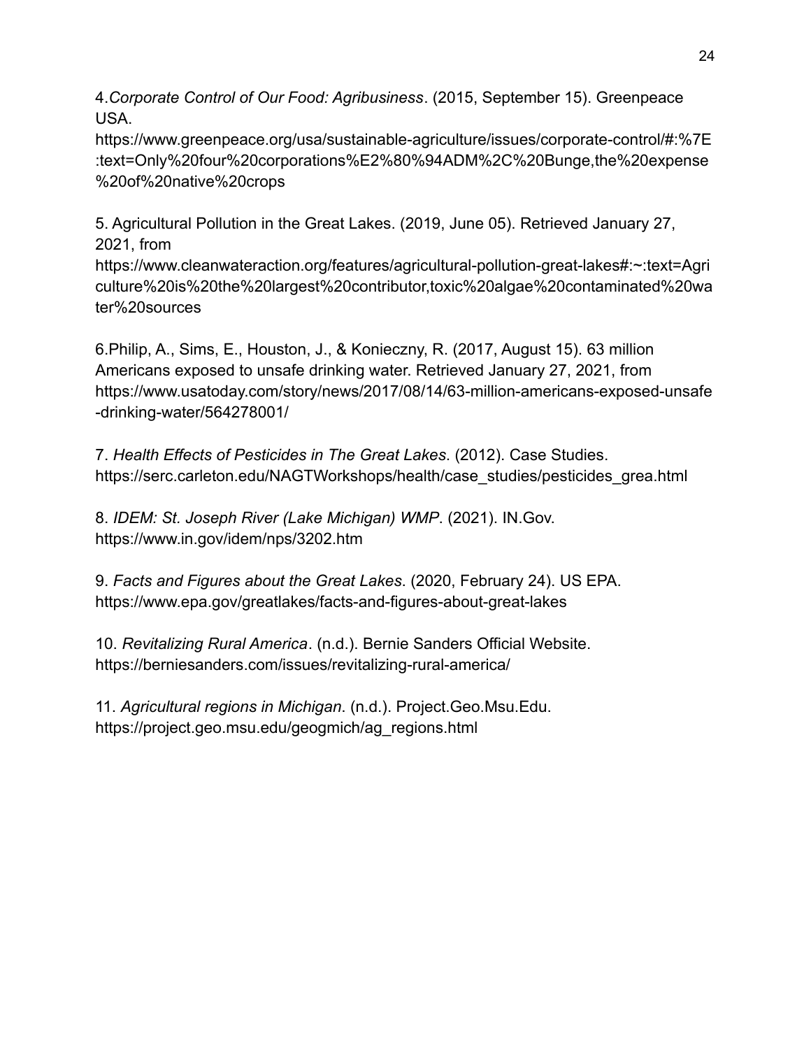4.*Corporate Control of Our Food: Agribusiness*. (2015, September 15). Greenpeace USA.
https://www.greenpeace.org/usa/sustainable-agriculture/issues/corporate-control/#:%7E:text=Only%20four%20corporations%E2%80%94ADM%2C%20Bunge,the%20expense%20of%20native%20crops

5. Agricultural Pollution in the Great Lakes. (2019, June 05). Retrieved January 27, 2021, from
https://www.cleanwateraction.org/features/agricultural-pollution-great-lakes#:~:text=Agriculture%20is%20the%20largest%20contributor,toxic%20algae%20contaminated%20water%20sources

6.Philip, A., Sims, E., Houston, J., & Konieczny, R. (2017, August 15). 63 million Americans exposed to unsafe drinking water. Retrieved January 27, 2021, from https://www.usatoday.com/story/news/2017/08/14/63-million-americans-exposed-unsafe-drinking-water/564278001/

7. *Health Effects of Pesticides in The Great Lakes*. (2012). Case Studies. https://serc.carleton.edu/NAGTWorkshops/health/case_studies/pesticides_grea.html

8. *IDEM: St. Joseph River (Lake Michigan) WMP*. (2021). IN.Gov. https://www.in.gov/idem/nps/3202.htm

9. *Facts and Figures about the Great Lakes*. (2020, February 24). US EPA. https://www.epa.gov/greatlakes/facts-and-figures-about-great-lakes

10. *Revitalizing Rural America*. (n.d.). Bernie Sanders Official Website. https://berniesanders.com/issues/revitalizing-rural-america/

11. *Agricultural regions in Michigan*. (n.d.). Project.Geo.Msu.Edu. https://project.geo.msu.edu/geogmich/ag_regions.html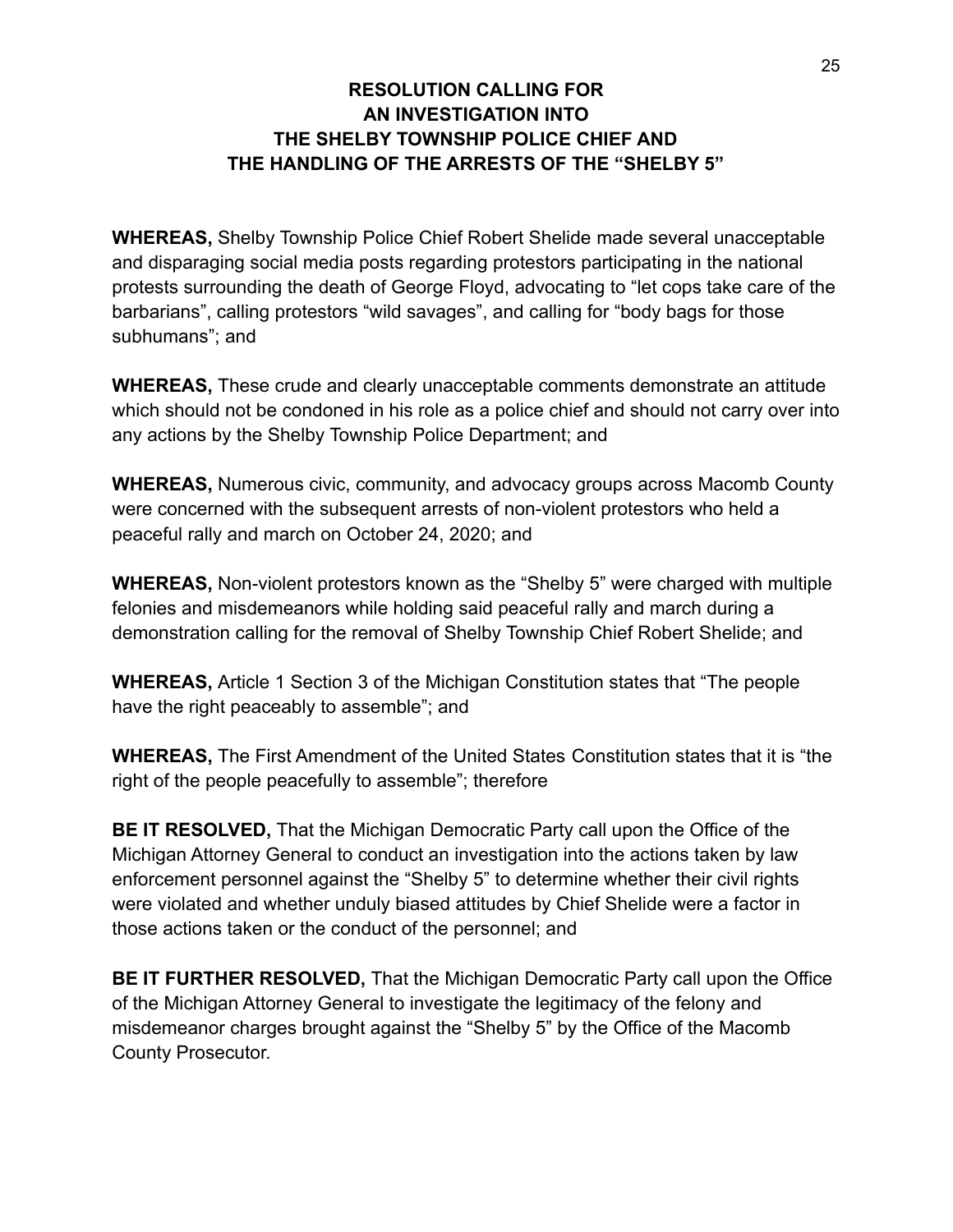## RESOLUTION CALLING FOR AN INVESTIGATION INTO THE SHELBY TOWNSHIP POLICE CHIEF AND THE HANDLING OF THE ARRESTS OF THE "SHELBY 5"

**WHEREAS,** Shelby Township Police Chief Robert Shelide made several unacceptable and disparaging social media posts regarding protestors participating in the national protests surrounding the death of George Floyd, advocating to "let cops take care of the barbarians", calling protestors "wild savages", and calling for "body bags for those subhumans"; and

**WHEREAS,** These crude and clearly unacceptable comments demonstrate an attitude which should not be condoned in his role as a police chief and should not carry over into any actions by the Shelby Township Police Department; and

**WHEREAS,** Numerous civic, community, and advocacy groups across Macomb County were concerned with the subsequent arrests of non-violent protestors who held a peaceful rally and march on October 24, 2020; and

**WHEREAS,** Non-violent protestors known as the "Shelby 5" were charged with multiple felonies and misdemeanors while holding said peaceful rally and march during a demonstration calling for the removal of Shelby Township Chief Robert Shelide; and

**WHEREAS,** Article 1 Section 3 of the Michigan Constitution states that "The people have the right peaceably to assemble"; and

**WHEREAS,** The First Amendment of the United States Constitution states that it is "the right of the people peacefully to assemble"; therefore

**BE IT RESOLVED,** That the Michigan Democratic Party call upon the Office of the Michigan Attorney General to conduct an investigation into the actions taken by law enforcement personnel against the "Shelby 5" to determine whether their civil rights were violated and whether unduly biased attitudes by Chief Shelide were a factor in those actions taken or the conduct of the personnel; and

**BE IT FURTHER RESOLVED,** That the Michigan Democratic Party call upon the Office of the Michigan Attorney General to investigate the legitimacy of the felony and misdemeanor charges brought against the "Shelby 5" by the Office of the Macomb County Prosecutor.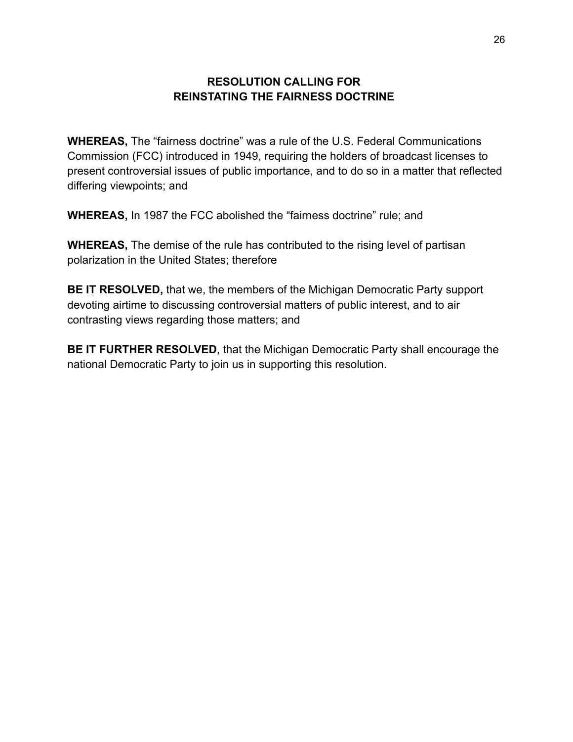## RESOLUTION CALLING FOR REINSTATING THE FAIRNESS DOCTRINE

**WHEREAS,** The "fairness doctrine" was a rule of the U.S. Federal Communications Commission (FCC) introduced in 1949, requiring the holders of broadcast licenses to present controversial issues of public importance, and to do so in a matter that reflected differing viewpoints; and

**WHEREAS,** In 1987 the FCC abolished the "fairness doctrine" rule; and

**WHEREAS,** The demise of the rule has contributed to the rising level of partisan polarization in the United States; therefore

**BE IT RESOLVED,** that we, the members of the Michigan Democratic Party support devoting airtime to discussing controversial matters of public interest, and to air contrasting views regarding those matters; and

**BE IT FURTHER RESOLVED**, that the Michigan Democratic Party shall encourage the national Democratic Party to join us in supporting this resolution.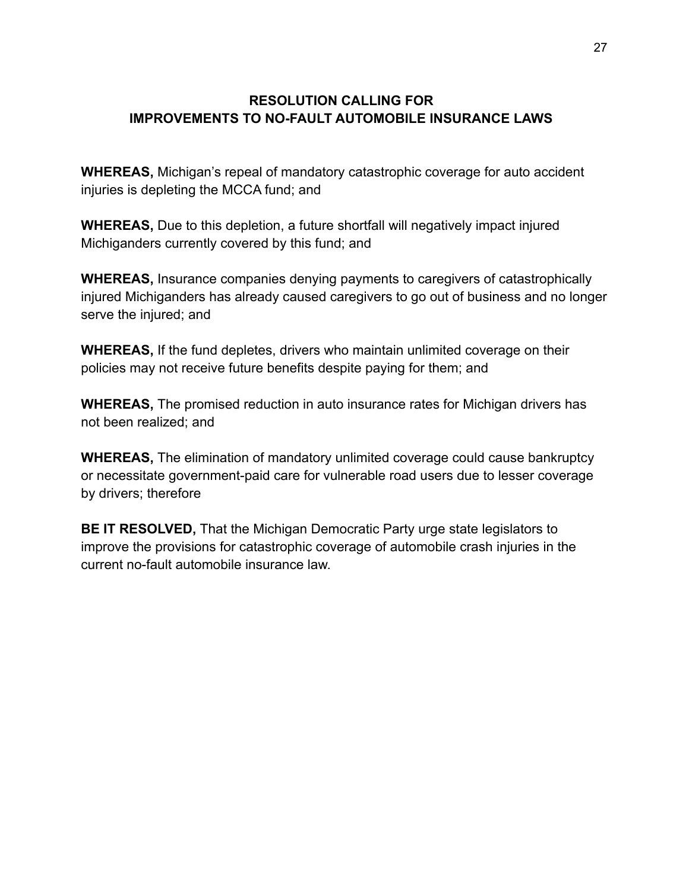## RESOLUTION CALLING FOR IMPROVEMENTS TO NO-FAULT AUTOMOBILE INSURANCE LAWS

**WHEREAS,** Michigan's repeal of mandatory catastrophic coverage for auto accident injuries is depleting the MCCA fund; and

**WHEREAS,** Due to this depletion, a future shortfall will negatively impact injured Michiganders currently covered by this fund; and

**WHEREAS,** Insurance companies denying payments to caregivers of catastrophically injured Michiganders has already caused caregivers to go out of business and no longer serve the injured; and

**WHEREAS,** If the fund depletes, drivers who maintain unlimited coverage on their policies may not receive future benefits despite paying for them; and

**WHEREAS,** The promised reduction in auto insurance rates for Michigan drivers has not been realized; and

**WHEREAS,** The elimination of mandatory unlimited coverage could cause bankruptcy or necessitate government-paid care for vulnerable road users due to lesser coverage by drivers; therefore

**BE IT RESOLVED,** That the Michigan Democratic Party urge state legislators to improve the provisions for catastrophic coverage of automobile crash injuries in the current no-fault automobile insurance law.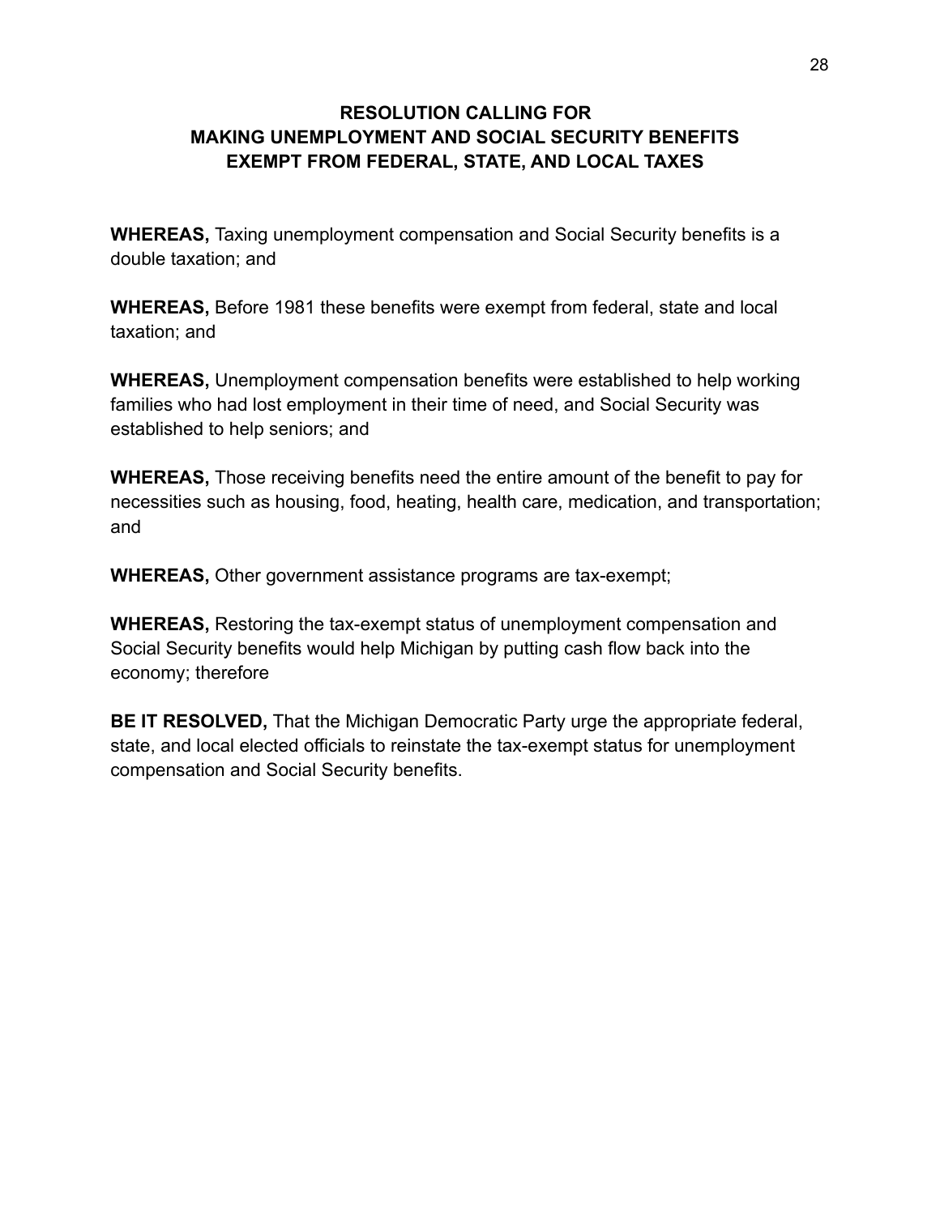## RESOLUTION CALLING FOR MAKING UNEMPLOYMENT AND SOCIAL SECURITY BENEFITS EXEMPT FROM FEDERAL, STATE, AND LOCAL TAXES

**WHEREAS,** Taxing unemployment compensation and Social Security benefits is a double taxation; and

**WHEREAS,** Before 1981 these benefits were exempt from federal, state and local taxation; and

**WHEREAS,** Unemployment compensation benefits were established to help working families who had lost employment in their time of need, and Social Security was established to help seniors; and

**WHEREAS,** Those receiving benefits need the entire amount of the benefit to pay for necessities such as housing, food, heating, health care, medication, and transportation; and

**WHEREAS,** Other government assistance programs are tax-exempt;

**WHEREAS,** Restoring the tax-exempt status of unemployment compensation and Social Security benefits would help Michigan by putting cash flow back into the economy; therefore

**BE IT RESOLVED,** That the Michigan Democratic Party urge the appropriate federal, state, and local elected officials to reinstate the tax-exempt status for unemployment compensation and Social Security benefits.